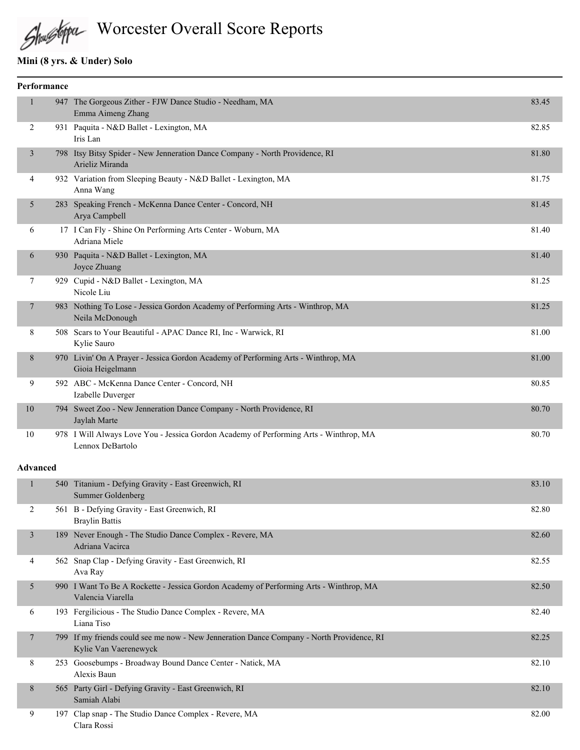# Worcester Overall Score Reports

### Mini (8 yrs. & Under) Solo

**Performance**

| Place | # | Routine | Score |
|---|---|---|---|
| 1 | 947 | The Gorgeous Zither - FJW Dance Studio - Needham, MA<br>Emma Aimeng Zhang | 83.45 |
| 2 | 931 | Paquita - N&D Ballet - Lexington, MA<br>Iris Lan | 82.85 |
| 3 | 798 | Itsy Bitsy Spider - New Jenneration Dance Company - North Providence, RI<br>Arieliz Miranda | 81.80 |
| 4 | 932 | Variation from Sleeping Beauty - N&D Ballet - Lexington, MA<br>Anna Wang | 81.75 |
| 5 | 283 | Speaking French - McKenna Dance Center - Concord, NH<br>Arya Campbell | 81.45 |
| 6 | 17 | I Can Fly - Shine On Performing Arts Center - Woburn, MA<br>Adriana Miele | 81.40 |
| 6 | 930 | Paquita - N&D Ballet - Lexington, MA<br>Joyce Zhuang | 81.40 |
| 7 | 929 | Cupid - N&D Ballet - Lexington, MA<br>Nicole Liu | 81.25 |
| 7 | 983 | Nothing To Lose - Jessica Gordon Academy of Performing Arts - Winthrop, MA<br>Neila McDonough | 81.25 |
| 8 | 508 | Scars to Your Beautiful - APAC Dance RI, Inc - Warwick, RI<br>Kylie Sauro | 81.00 |
| 8 | 970 | Livin' On A Prayer - Jessica Gordon Academy of Performing Arts - Winthrop, MA<br>Gioia Heigelmann | 81.00 |
| 9 | 592 | ABC - McKenna Dance Center - Concord, NH<br>Izabelle Duverger | 80.85 |
| 10 | 794 | Sweet Zoo - New Jenneration Dance Company - North Providence, RI<br>Jaylah Marte | 80.70 |
| 10 | 978 | I Will Always Love You - Jessica Gordon Academy of Performing Arts - Winthrop, MA<br>Lennox DeBartolo | 80.70 |

**Advanced**

| Place | # | Routine | Score |
|---|---|---|---|
| 1 | 540 | Titanium - Defying Gravity - East Greenwich, RI<br>Summer Goldenberg | 83.10 |
| 2 | 561 | B - Defying Gravity - East Greenwich, RI<br>Braylin Battis | 82.80 |
| 3 | 189 | Never Enough - The Studio Dance Complex - Revere, MA<br>Adriana Vacirca | 82.60 |
| 4 | 562 | Snap Clap - Defying Gravity - East Greenwich, RI<br>Ava Ray | 82.55 |
| 5 | 990 | I Want To Be A Rockette - Jessica Gordon Academy of Performing Arts - Winthrop, MA<br>Valencia Viarella | 82.50 |
| 6 | 193 | Fergilicious - The Studio Dance Complex - Revere, MA<br>Liana Tiso | 82.40 |
| 7 | 799 | If my friends could see me now - New Jenneration Dance Company - North Providence, RI<br>Kylie Van Vaerenewyck | 82.25 |
| 8 | 253 | Goosebumps - Broadway Bound Dance Center - Natick, MA<br>Alexis Baun | 82.10 |
| 8 | 565 | Party Girl - Defying Gravity - East Greenwich, RI<br>Samiah Alabi | 82.10 |
| 9 | 197 | Clap snap - The Studio Dance Complex - Revere, MA<br>Clara Rossi | 82.00 |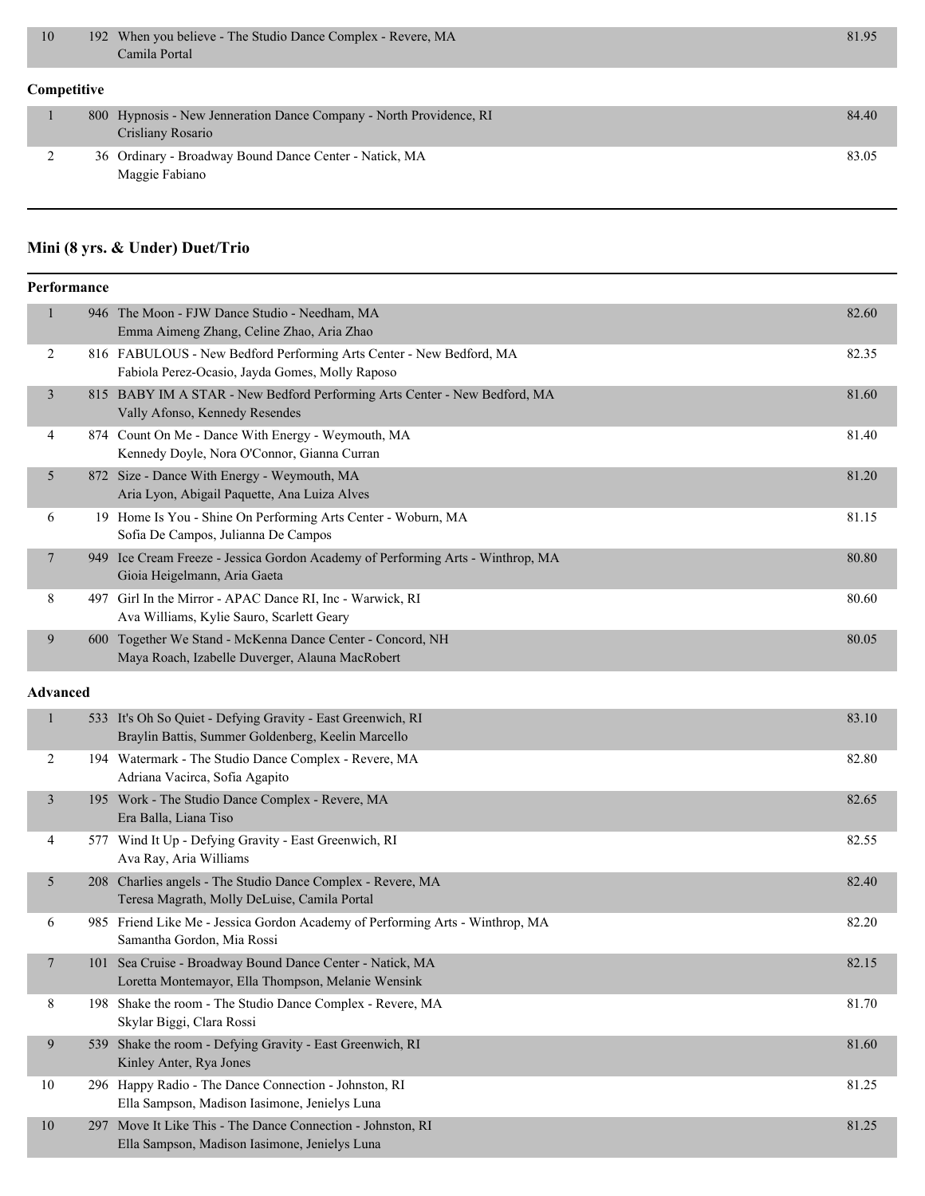| Place | No. | Entry | Score |
|---|---|---|---|
| 10 | 192 | When you believe - The Studio Dance Complex - Revere, MA<br>Camila Portal | 81.95 |

**Competitive**

| Place | No. | Entry | Score |
|---|---|---|---|
| 1 | 800 | Hypnosis - New Jenneration Dance Company - North Providence, RI<br>Crisliany Rosario | 84.40 |
| 2 | 36 | Ordinary - Broadway Bound Dance Center - Natick, MA<br>Maggie Fabiano | 83.05 |

## Mini (8 yrs. & Under) Duet/Trio

**Performance**

| Place | No. | Entry | Score |
|---|---|---|---|
| 1 | 946 | The Moon - FJW Dance Studio - Needham, MA<br>Emma Aimeng Zhang, Celine Zhao, Aria Zhao | 82.60 |
| 2 | 816 | FABULOUS - New Bedford Performing Arts Center - New Bedford, MA<br>Fabiola Perez-Ocasio, Jayda Gomes, Molly Raposo | 82.35 |
| 3 | 815 | BABY IM A STAR - New Bedford Performing Arts Center - New Bedford, MA<br>Vally Afonso, Kennedy Resendes | 81.60 |
| 4 | 874 | Count On Me - Dance With Energy - Weymouth, MA<br>Kennedy Doyle, Nora O'Connor, Gianna Curran | 81.40 |
| 5 | 872 | Size - Dance With Energy - Weymouth, MA<br>Aria Lyon, Abigail Paquette, Ana Luiza Alves | 81.20 |
| 6 | 19 | Home Is You - Shine On Performing Arts Center - Woburn, MA<br>Sofia De Campos, Julianna De Campos | 81.15 |
| 7 | 949 | Ice Cream Freeze - Jessica Gordon Academy of Performing Arts - Winthrop, MA<br>Gioia Heigelmann, Aria Gaeta | 80.80 |
| 8 | 497 | Girl In the Mirror - APAC Dance RI, Inc - Warwick, RI<br>Ava Williams, Kylie Sauro, Scarlett Geary | 80.60 |
| 9 | 600 | Together We Stand - McKenna Dance Center - Concord, NH<br>Maya Roach, Izabelle Duverger, Alauna MacRobert | 80.05 |

**Advanced**

| Place | No. | Entry | Score |
|---|---|---|---|
| 1 | 533 | It's Oh So Quiet - Defying Gravity - East Greenwich, RI<br>Braylin Battis, Summer Goldenberg, Keelin Marcello | 83.10 |
| 2 | 194 | Watermark - The Studio Dance Complex - Revere, MA<br>Adriana Vacirca, Sofia Agapito | 82.80 |
| 3 | 195 | Work - The Studio Dance Complex - Revere, MA<br>Era Balla, Liana Tiso | 82.65 |
| 4 | 577 | Wind It Up - Defying Gravity - East Greenwich, RI<br>Ava Ray, Aria Williams | 82.55 |
| 5 | 208 | Charlies angels - The Studio Dance Complex - Revere, MA<br>Teresa Magrath, Molly DeLuise, Camila Portal | 82.40 |
| 6 | 985 | Friend Like Me - Jessica Gordon Academy of Performing Arts - Winthrop, MA<br>Samantha Gordon, Mia Rossi | 82.20 |
| 7 | 101 | Sea Cruise - Broadway Bound Dance Center - Natick, MA<br>Loretta Montemayor, Ella Thompson, Melanie Wensink | 82.15 |
| 8 | 198 | Shake the room - The Studio Dance Complex - Revere, MA<br>Skylar Biggi, Clara Rossi | 81.70 |
| 9 | 539 | Shake the room - Defying Gravity - East Greenwich, RI<br>Kinley Anter, Rya Jones | 81.60 |
| 10 | 296 | Happy Radio - The Dance Connection - Johnston, RI<br>Ella Sampson, Madison Iasimone, Jenielys Luna | 81.25 |
| 10 | 297 | Move It Like This - The Dance Connection - Johnston, RI<br>Ella Sampson, Madison Iasimone, Jenielys Luna | 81.25 |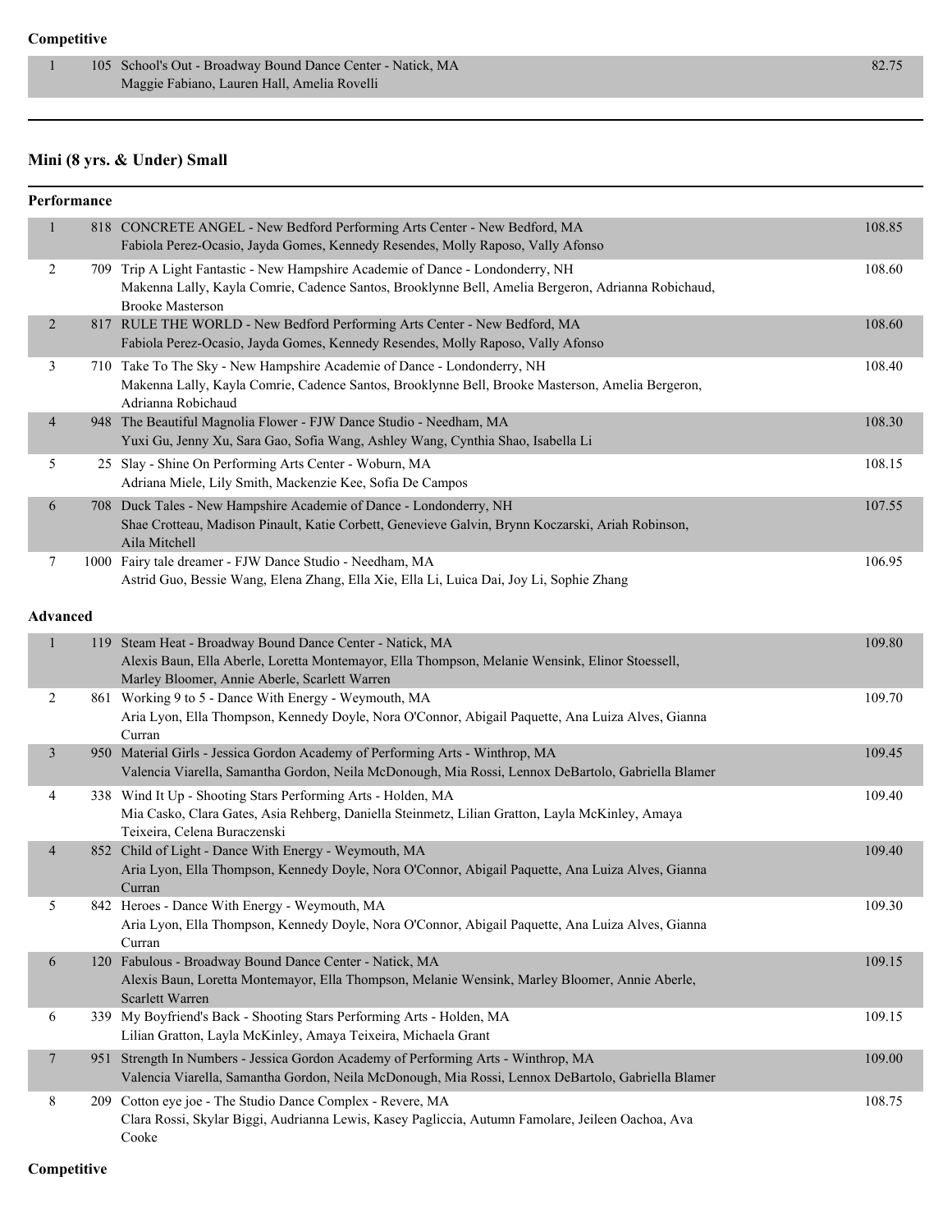**Competitive**

| Place | # | Routine / Studio / Dancers | Score |
|---|---|---|---|
| 1 | 105 | School's Out - Broadway Bound Dance Center - Natick, MA<br>Maggie Fabiano, Lauren Hall, Amelia Rovelli | 82.75 |

## Mini (8 yrs. & Under) Small

**Performance**

| Place | # | Routine / Studio / Dancers | Score |
|---|---|---|---|
| 1 | 818 | CONCRETE ANGEL - New Bedford Performing Arts Center - New Bedford, MA<br>Fabiola Perez-Ocasio, Jayda Gomes, Kennedy Resendes, Molly Raposo, Vally Afonso | 108.85 |
| 2 | 709 | Trip A Light Fantastic - New Hampshire Academie of Dance - Londonderry, NH<br>Makenna Lally, Kayla Comrie, Cadence Santos, Brooklynne Bell, Amelia Bergeron, Adrianna Robichaud, Brooke Masterson | 108.60 |
| 2 | 817 | RULE THE WORLD - New Bedford Performing Arts Center - New Bedford, MA<br>Fabiola Perez-Ocasio, Jayda Gomes, Kennedy Resendes, Molly Raposo, Vally Afonso | 108.60 |
| 3 | 710 | Take To The Sky - New Hampshire Academie of Dance - Londonderry, NH<br>Makenna Lally, Kayla Comrie, Cadence Santos, Brooklynne Bell, Brooke Masterson, Amelia Bergeron, Adrianna Robichaud | 108.40 |
| 4 | 948 | The Beautiful Magnolia Flower - FJW Dance Studio - Needham, MA<br>Yuxi Gu, Jenny Xu, Sara Gao, Sofia Wang, Ashley Wang, Cynthia Shao, Isabella Li | 108.30 |
| 5 | 25 | Slay - Shine On Performing Arts Center - Woburn, MA<br>Adriana Miele, Lily Smith, Mackenzie Kee, Sofia De Campos | 108.15 |
| 6 | 708 | Duck Tales - New Hampshire Academie of Dance - Londonderry, NH<br>Shae Crotteau, Madison Pinault, Katie Corbett, Genevieve Galvin, Brynn Koczarski, Ariah Robinson, Aila Mitchell | 107.55 |
| 7 | 1000 | Fairy tale dreamer - FJW Dance Studio - Needham, MA<br>Astrid Guo, Bessie Wang, Elena Zhang, Ella Xie, Ella Li, Luica Dai, Joy Li, Sophie Zhang | 106.95 |

**Advanced**

| Place | # | Routine / Studio / Dancers | Score |
|---|---|---|---|
| 1 | 119 | Steam Heat - Broadway Bound Dance Center - Natick, MA<br>Alexis Baun, Ella Aberle, Loretta Montemayor, Ella Thompson, Melanie Wensink, Elinor Stoessell, Marley Bloomer, Annie Aberle, Scarlett Warren | 109.80 |
| 2 | 861 | Working 9 to 5 - Dance With Energy - Weymouth, MA<br>Aria Lyon, Ella Thompson, Kennedy Doyle, Nora O'Connor, Abigail Paquette, Ana Luiza Alves, Gianna Curran | 109.70 |
| 3 | 950 | Material Girls - Jessica Gordon Academy of Performing Arts - Winthrop, MA<br>Valencia Viarella, Samantha Gordon, Neila McDonough, Mia Rossi, Lennox DeBartolo, Gabriella Blamer | 109.45 |
| 4 | 338 | Wind It Up - Shooting Stars Performing Arts - Holden, MA<br>Mia Casko, Clara Gates, Asia Rehberg, Daniella Steinmetz, Lilian Gratton, Layla McKinley, Amaya Teixeira, Celena Buraczenski | 109.40 |
| 4 | 852 | Child of Light - Dance With Energy - Weymouth, MA<br>Aria Lyon, Ella Thompson, Kennedy Doyle, Nora O'Connor, Abigail Paquette, Ana Luiza Alves, Gianna Curran | 109.40 |
| 5 | 842 | Heroes - Dance With Energy - Weymouth, MA<br>Aria Lyon, Ella Thompson, Kennedy Doyle, Nora O'Connor, Abigail Paquette, Ana Luiza Alves, Gianna Curran | 109.30 |
| 6 | 120 | Fabulous - Broadway Bound Dance Center - Natick, MA<br>Alexis Baun, Loretta Montemayor, Ella Thompson, Melanie Wensink, Marley Bloomer, Annie Aberle, Scarlett Warren | 109.15 |
| 6 | 339 | My Boyfriend's Back - Shooting Stars Performing Arts - Holden, MA<br>Lilian Gratton, Layla McKinley, Amaya Teixeira, Michaela Grant | 109.15 |
| 7 | 951 | Strength In Numbers - Jessica Gordon Academy of Performing Arts - Winthrop, MA<br>Valencia Viarella, Samantha Gordon, Neila McDonough, Mia Rossi, Lennox DeBartolo, Gabriella Blamer | 109.00 |
| 8 | 209 | Cotton eye joe - The Studio Dance Complex - Revere, MA<br>Clara Rossi, Skylar Biggi, Audrianna Lewis, Kasey Pagliccia, Autumn Famolare, Jeileen Oachoa, Ava Cooke | 108.75 |

**Competitive**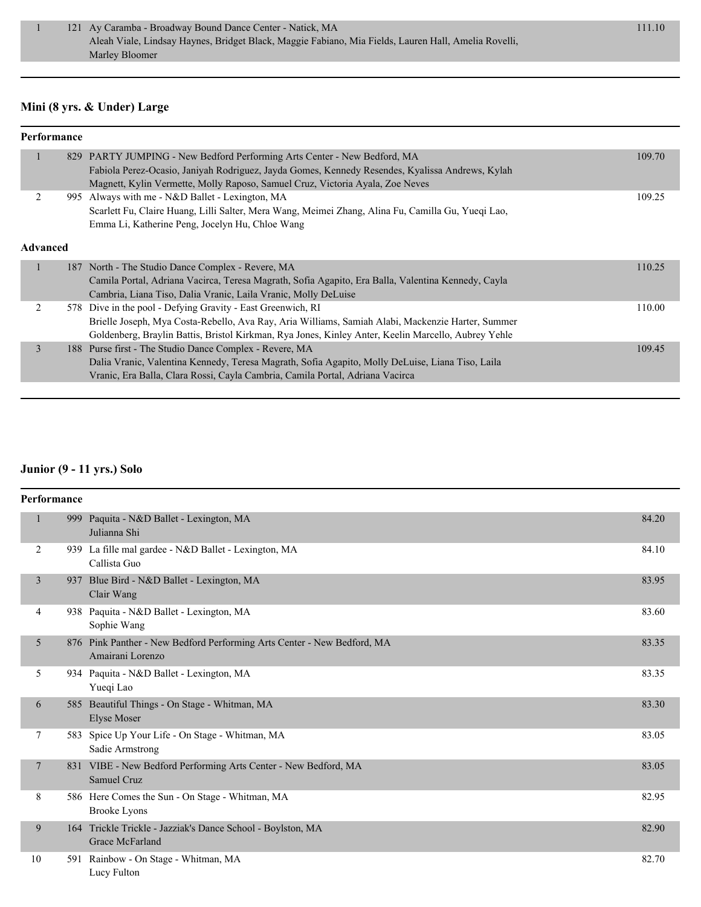| | | | |
|---|---|---|---|
| 1 | 121 | Ay Caramba - Broadway Bound Dance Center - Natick, MA<br>Aleah Viale, Lindsay Haynes, Bridget Black, Maggie Fabiano, Mia Fields, Lauren Hall, Amelia Rovelli, Marley Bloomer | 111.10 |

## Mini (8 yrs. & Under) Large

**Performance**

| | | | |
|---|---|---|---|
| 1 | 829 | PARTY JUMPING - New Bedford Performing Arts Center - New Bedford, MA<br>Fabiola Perez-Ocasio, Janiyah Rodriguez, Jayda Gomes, Kennedy Resendes, Kyalissa Andrews, Kylah Magnett, Kylin Vermette, Molly Raposo, Samuel Cruz, Victoria Ayala, Zoe Neves | 109.70 |
| 2 | 995 | Always with me - N&D Ballet - Lexington, MA<br>Scarlett Fu, Claire Huang, Lilli Salter, Mera Wang, Meimei Zhang, Alina Fu, Camilla Gu, Yueqi Lao, Emma Li, Katherine Peng, Jocelyn Hu, Chloe Wang | 109.25 |

**Advanced**

| | | | |
|---|---|---|---|
| 1 | 187 | North - The Studio Dance Complex - Revere, MA<br>Camila Portal, Adriana Vacirca, Teresa Magrath, Sofia Agapito, Era Balla, Valentina Kennedy, Cayla Cambria, Liana Tiso, Dalia Vranic, Laila Vranic, Molly DeLuise | 110.25 |
| 2 | 578 | Dive in the pool - Defying Gravity - East Greenwich, RI<br>Brielle Joseph, Mya Costa-Rebello, Ava Ray, Aria Williams, Samiah Alabi, Mackenzie Harter, Summer Goldenberg, Braylin Battis, Bristol Kirkman, Rya Jones, Kinley Anter, Keelin Marcello, Aubrey Yehle | 110.00 |
| 3 | 188 | Purse first - The Studio Dance Complex - Revere, MA<br>Dalia Vranic, Valentina Kennedy, Teresa Magrath, Sofia Agapito, Molly DeLuise, Liana Tiso, Laila Vranic, Era Balla, Clara Rossi, Cayla Cambria, Camila Portal, Adriana Vacirca | 109.45 |

## Junior (9 - 11 yrs.) Solo

**Performance**

| | | | |
|---|---|---|---|
| 1 | 999 | Paquita - N&D Ballet - Lexington, MA<br>Julianna Shi | 84.20 |
| 2 | 939 | La fille mal gardee - N&D Ballet - Lexington, MA<br>Callista Guo | 84.10 |
| 3 | 937 | Blue Bird - N&D Ballet - Lexington, MA<br>Clair Wang | 83.95 |
| 4 | 938 | Paquita - N&D Ballet - Lexington, MA<br>Sophie Wang | 83.60 |
| 5 | 876 | Pink Panther - New Bedford Performing Arts Center - New Bedford, MA<br>Amairani Lorenzo | 83.35 |
| 5 | 934 | Paquita - N&D Ballet - Lexington, MA<br>Yueqi Lao | 83.35 |
| 6 | 585 | Beautiful Things - On Stage - Whitman, MA<br>Elyse Moser | 83.30 |
| 7 | 583 | Spice Up Your Life - On Stage - Whitman, MA<br>Sadie Armstrong | 83.05 |
| 7 | 831 | VIBE - New Bedford Performing Arts Center - New Bedford, MA<br>Samuel Cruz | 83.05 |
| 8 | 586 | Here Comes the Sun - On Stage - Whitman, MA<br>Brooke Lyons | 82.95 |
| 9 | 164 | Trickle Trickle - Jazziak's Dance School - Boylston, MA<br>Grace McFarland | 82.90 |
| 10 | 591 | Rainbow - On Stage - Whitman, MA<br>Lucy Fulton | 82.70 |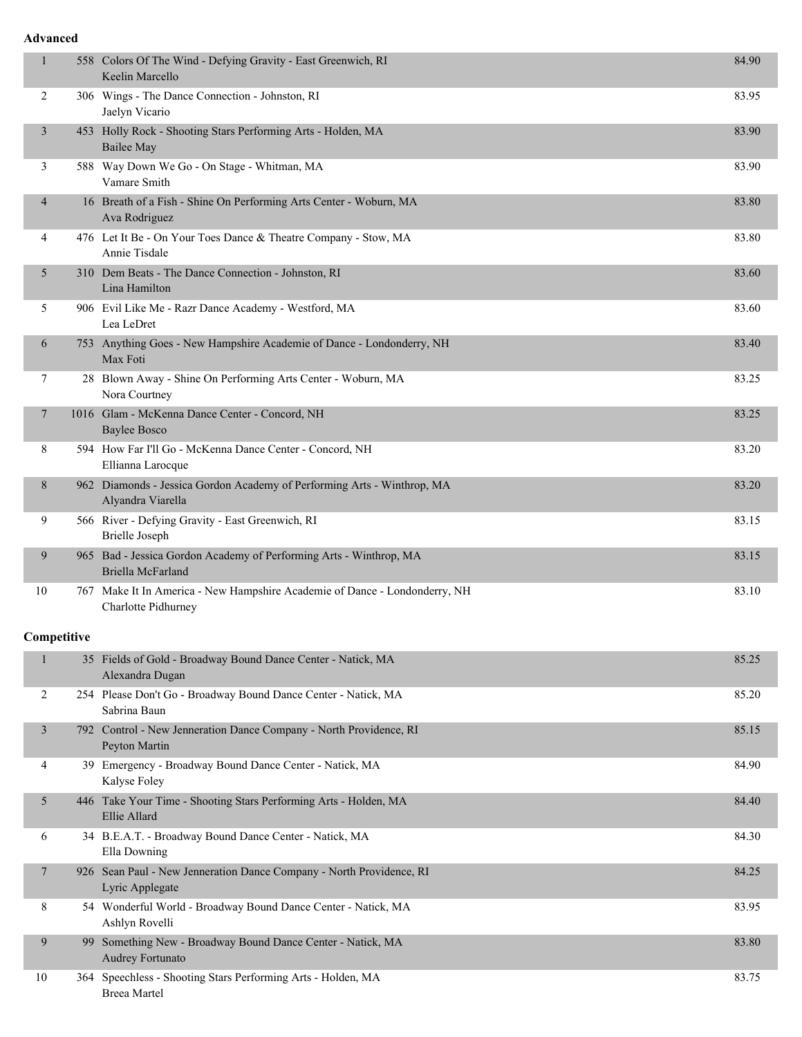**Advanced**

| Place | No. | Entry | Score |
|---|---|---|---|
| 1 | 558 | Colors Of The Wind - Defying Gravity - East Greenwich, RI<br>Keelin Marcello | 84.90 |
| 2 | 306 | Wings - The Dance Connection - Johnston, RI<br>Jaelyn Vicario | 83.95 |
| 3 | 453 | Holly Rock - Shooting Stars Performing Arts - Holden, MA<br>Bailee May | 83.90 |
| 3 | 588 | Way Down We Go - On Stage - Whitman, MA<br>Vamare Smith | 83.90 |
| 4 | 16 | Breath of a Fish - Shine On Performing Arts Center - Woburn, MA<br>Ava Rodriguez | 83.80 |
| 4 | 476 | Let It Be - On Your Toes Dance & Theatre Company - Stow, MA<br>Annie Tisdale | 83.80 |
| 5 | 310 | Dem Beats - The Dance Connection - Johnston, RI<br>Lina Hamilton | 83.60 |
| 5 | 906 | Evil Like Me - Razr Dance Academy - Westford, MA<br>Lea LeDret | 83.60 |
| 6 | 753 | Anything Goes - New Hampshire Academie of Dance - Londonderry, NH<br>Max Foti | 83.40 |
| 7 | 28 | Blown Away - Shine On Performing Arts Center - Woburn, MA<br>Nora Courtney | 83.25 |
| 7 | 1016 | Glam - McKenna Dance Center - Concord, NH<br>Baylee Bosco | 83.25 |
| 8 | 594 | How Far I'll Go - McKenna Dance Center - Concord, NH<br>Ellianna Larocque | 83.20 |
| 8 | 962 | Diamonds - Jessica Gordon Academy of Performing Arts - Winthrop, MA<br>Alyandra Viarella | 83.20 |
| 9 | 566 | River - Defying Gravity - East Greenwich, RI<br>Brielle Joseph | 83.15 |
| 9 | 965 | Bad - Jessica Gordon Academy of Performing Arts - Winthrop, MA<br>Briella McFarland | 83.15 |
| 10 | 767 | Make It In America - New Hampshire Academie of Dance - Londonderry, NH<br>Charlotte Pidhurney | 83.10 |

**Competitive**

| Place | No. | Entry | Score |
|---|---|---|---|
| 1 | 35 | Fields of Gold - Broadway Bound Dance Center - Natick, MA<br>Alexandra Dugan | 85.25 |
| 2 | 254 | Please Don't Go - Broadway Bound Dance Center - Natick, MA<br>Sabrina Baun | 85.20 |
| 3 | 792 | Control - New Jenneration Dance Company - North Providence, RI<br>Peyton Martin | 85.15 |
| 4 | 39 | Emergency - Broadway Bound Dance Center - Natick, MA<br>Kalyse Foley | 84.90 |
| 5 | 446 | Take Your Time - Shooting Stars Performing Arts - Holden, MA<br>Ellie Allard | 84.40 |
| 6 | 34 | B.E.A.T. - Broadway Bound Dance Center - Natick, MA<br>Ella Downing | 84.30 |
| 7 | 926 | Sean Paul - New Jenneration Dance Company - North Providence, RI<br>Lyric Applegate | 84.25 |
| 8 | 54 | Wonderful World - Broadway Bound Dance Center - Natick, MA<br>Ashlyn Rovelli | 83.95 |
| 9 | 99 | Something New - Broadway Bound Dance Center - Natick, MA<br>Audrey Fortunato | 83.80 |
| 10 | 364 | Speechless - Shooting Stars Performing Arts - Holden, MA<br>Breea Martel | 83.75 |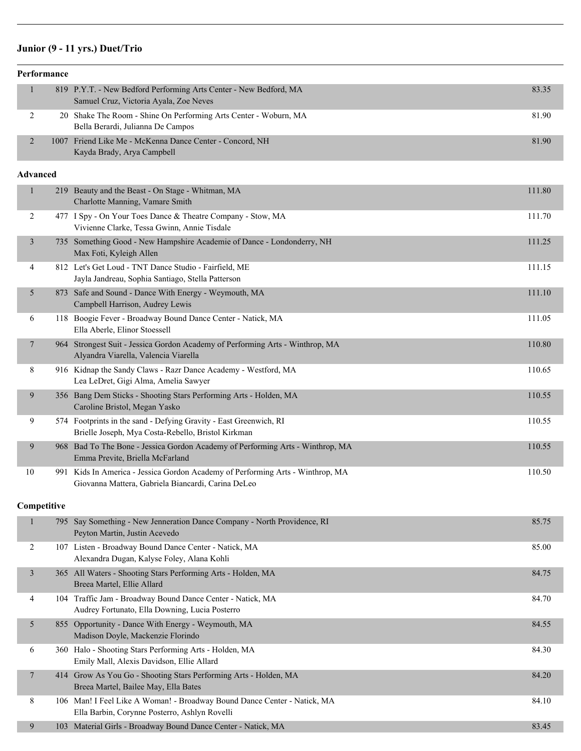## Junior (9 - 11 yrs.) Duet/Trio

### Performance

| Place | # | Entry | Score |
|---|---|---|---|
| 1 | 819 | P.Y.T. - New Bedford Performing Arts Center - New Bedford, MA<br>Samuel Cruz, Victoria Ayala, Zoe Neves | 83.35 |
| 2 | 20 | Shake The Room - Shine On Performing Arts Center - Woburn, MA<br>Bella Berardi, Julianna De Campos | 81.90 |
| 2 | 1007 | Friend Like Me - McKenna Dance Center - Concord, NH<br>Kayda Brady, Arya Campbell | 81.90 |

### Advanced

| Place | # | Entry | Score |
|---|---|---|---|
| 1 | 219 | Beauty and the Beast - On Stage - Whitman, MA<br>Charlotte Manning, Vamare Smith | 111.80 |
| 2 | 477 | I Spy - On Your Toes Dance & Theatre Company - Stow, MA<br>Vivienne Clarke, Tessa Gwinn, Annie Tisdale | 111.70 |
| 3 | 735 | Something Good - New Hampshire Academie of Dance - Londonderry, NH<br>Max Foti, Kyleigh Allen | 111.25 |
| 4 | 812 | Let's Get Loud - TNT Dance Studio - Fairfield, ME<br>Jayla Jandreau, Sophia Santiago, Stella Patterson | 111.15 |
| 5 | 873 | Safe and Sound - Dance With Energy - Weymouth, MA<br>Campbell Harrison, Audrey Lewis | 111.10 |
| 6 | 118 | Boogie Fever - Broadway Bound Dance Center - Natick, MA<br>Ella Aberle, Elinor Stoessell | 111.05 |
| 7 | 964 | Strongest Suit - Jessica Gordon Academy of Performing Arts - Winthrop, MA<br>Alyandra Viarella, Valencia Viarella | 110.80 |
| 8 | 916 | Kidnap the Sandy Claws - Razr Dance Academy - Westford, MA<br>Lea LeDret, Gigi Alma, Amelia Sawyer | 110.65 |
| 9 | 356 | Bang Dem Sticks - Shooting Stars Performing Arts - Holden, MA<br>Caroline Bristol, Megan Yasko | 110.55 |
| 9 | 574 | Footprints in the sand - Defying Gravity - East Greenwich, RI<br>Brielle Joseph, Mya Costa-Rebello, Bristol Kirkman | 110.55 |
| 9 | 968 | Bad To The Bone - Jessica Gordon Academy of Performing Arts - Winthrop, MA<br>Emma Previte, Briella McFarland | 110.55 |
| 10 | 991 | Kids In America - Jessica Gordon Academy of Performing Arts - Winthrop, MA<br>Giovanna Mattera, Gabriela Biancardi, Carina DeLeo | 110.50 |

### Competitive

| Place | # | Entry | Score |
|---|---|---|---|
| 1 | 795 | Say Something - New Jenneration Dance Company - North Providence, RI<br>Peyton Martin, Justin Acevedo | 85.75 |
| 2 | 107 | Listen - Broadway Bound Dance Center - Natick, MA<br>Alexandra Dugan, Kalyse Foley, Alana Kohli | 85.00 |
| 3 | 365 | All Waters - Shooting Stars Performing Arts - Holden, MA<br>Breea Martel, Ellie Allard | 84.75 |
| 4 | 104 | Traffic Jam - Broadway Bound Dance Center - Natick, MA<br>Audrey Fortunato, Ella Downing, Lucia Posterro | 84.70 |
| 5 | 855 | Opportunity - Dance With Energy - Weymouth, MA<br>Madison Doyle, Mackenzie Florindo | 84.55 |
| 6 | 360 | Halo - Shooting Stars Performing Arts - Holden, MA<br>Emily Mall, Alexis Davidson, Ellie Allard | 84.30 |
| 7 | 414 | Grow As You Go - Shooting Stars Performing Arts - Holden, MA<br>Breea Martel, Bailee May, Ella Bates | 84.20 |
| 8 | 106 | Man! I Feel Like A Woman! - Broadway Bound Dance Center - Natick, MA<br>Ella Barbin, Corynne Posterro, Ashlyn Rovelli | 84.10 |
| 9 | 103 | Material Girls - Broadway Bound Dance Center - Natick, MA | 83.45 |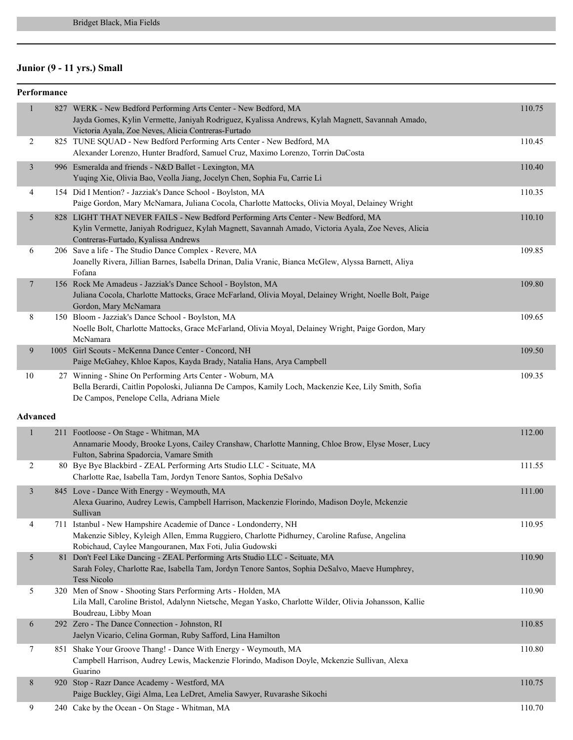Bridget Black, Mia Fields

## Junior (9 - 11 yrs.) Small

### Performance

| Place | No. | Entry | Score |
|---|---|---|---|
| 1 | 827 | WERK - New Bedford Performing Arts Center - New Bedford, MA<br>Jayda Gomes, Kylin Vermette, Janiyah Rodriguez, Kyalissa Andrews, Kylah Magnett, Savannah Amado, Victoria Ayala, Zoe Neves, Alicia Contreras-Furtado | 110.75 |
| 2 | 825 | TUNE SQUAD - New Bedford Performing Arts Center - New Bedford, MA<br>Alexander Lorenzo, Hunter Bradford, Samuel Cruz, Maximo Lorenzo, Torrin DaCosta | 110.45 |
| 3 | 996 | Esmeralda and friends - N&D Ballet - Lexington, MA<br>Yuqing Xie, Olivia Bao, Veolla Jiang, Jocelyn Chen, Sophia Fu, Carrie Li | 110.40 |
| 4 | 154 | Did I Mention? - Jazziak's Dance School - Boylston, MA<br>Paige Gordon, Mary McNamara, Juliana Cocola, Charlotte Mattocks, Olivia Moyal, Delainey Wright | 110.35 |
| 5 | 828 | LIGHT THAT NEVER FAILS - New Bedford Performing Arts Center - New Bedford, MA<br>Kylin Vermette, Janiyah Rodriguez, Kylah Magnett, Savannah Amado, Victoria Ayala, Zoe Neves, Alicia Contreras-Furtado, Kyalissa Andrews | 110.10 |
| 6 | 206 | Save a life - The Studio Dance Complex - Revere, MA<br>Joanelly Rivera, Jillian Barnes, Isabella Drinan, Dalia Vranic, Bianca McGlew, Alyssa Barnett, Aliya Fofana | 109.85 |
| 7 | 156 | Rock Me Amadeus - Jazziak's Dance School - Boylston, MA<br>Juliana Cocola, Charlotte Mattocks, Grace McFarland, Olivia Moyal, Delainey Wright, Noelle Bolt, Paige Gordon, Mary McNamara | 109.80 |
| 8 | 150 | Bloom - Jazziak's Dance School - Boylston, MA<br>Noelle Bolt, Charlotte Mattocks, Grace McFarland, Olivia Moyal, Delainey Wright, Paige Gordon, Mary McNamara | 109.65 |
| 9 | 1005 | Girl Scouts - McKenna Dance Center - Concord, NH<br>Paige McGahey, Khloe Kapos, Kayda Brady, Natalia Hans, Arya Campbell | 109.50 |
| 10 | 27 | Winning - Shine On Performing Arts Center - Woburn, MA<br>Bella Berardi, Caitlin Popoloski, Julianna De Campos, Kamily Loch, Mackenzie Kee, Lily Smith, Sofia De Campos, Penelope Cella, Adriana Miele | 109.35 |

### Advanced

| Place | No. | Entry | Score |
|---|---|---|---|
| 1 | 211 | Footloose - On Stage - Whitman, MA<br>Annamarie Moody, Brooke Lyons, Cailey Cranshaw, Charlotte Manning, Chloe Brow, Elyse Moser, Lucy Fulton, Sabrina Spadorcia, Vamare Smith | 112.00 |
| 2 | 80 | Bye Bye Blackbird - ZEAL Performing Arts Studio LLC - Scituate, MA<br>Charlotte Rae, Isabella Tam, Jordyn Tenore Santos, Sophia DeSalvo | 111.55 |
| 3 | 845 | Love - Dance With Energy - Weymouth, MA<br>Alexa Guarino, Audrey Lewis, Campbell Harrison, Mackenzie Florindo, Madison Doyle, Mckenzie Sullivan | 111.00 |
| 4 | 711 | Istanbul - New Hampshire Academie of Dance - Londonderry, NH<br>Makenzie Sibley, Kyleigh Allen, Emma Ruggiero, Charlotte Pidhurney, Caroline Rafuse, Angelina Robichaud, Caylee Mangouranen, Max Foti, Julia Gudowski | 110.95 |
| 5 | 81 | Don't Feel Like Dancing - ZEAL Performing Arts Studio LLC - Scituate, MA<br>Sarah Foley, Charlotte Rae, Isabella Tam, Jordyn Tenore Santos, Sophia DeSalvo, Maeve Humphrey, Tess Nicolo | 110.90 |
| 5 | 320 | Men of Snow - Shooting Stars Performing Arts - Holden, MA<br>Lila Mall, Caroline Bristol, Adalynn Nietsche, Megan Yasko, Charlotte Wilder, Olivia Johansson, Kallie Boudreau, Libby Moan | 110.90 |
| 6 | 292 | Zero - The Dance Connection - Johnston, RI<br>Jaelyn Vicario, Celina Gorman, Ruby Safford, Lina Hamilton | 110.85 |
| 7 | 851 | Shake Your Groove Thang! - Dance With Energy - Weymouth, MA<br>Campbell Harrison, Audrey Lewis, Mackenzie Florindo, Madison Doyle, Mckenzie Sullivan, Alexa Guarino | 110.80 |
| 8 | 920 | Stop - Razr Dance Academy - Westford, MA<br>Paige Buckley, Gigi Alma, Lea LeDret, Amelia Sawyer, Ruvarashe Sikochi | 110.75 |
| 9 | 240 | Cake by the Ocean - On Stage - Whitman, MA | 110.70 |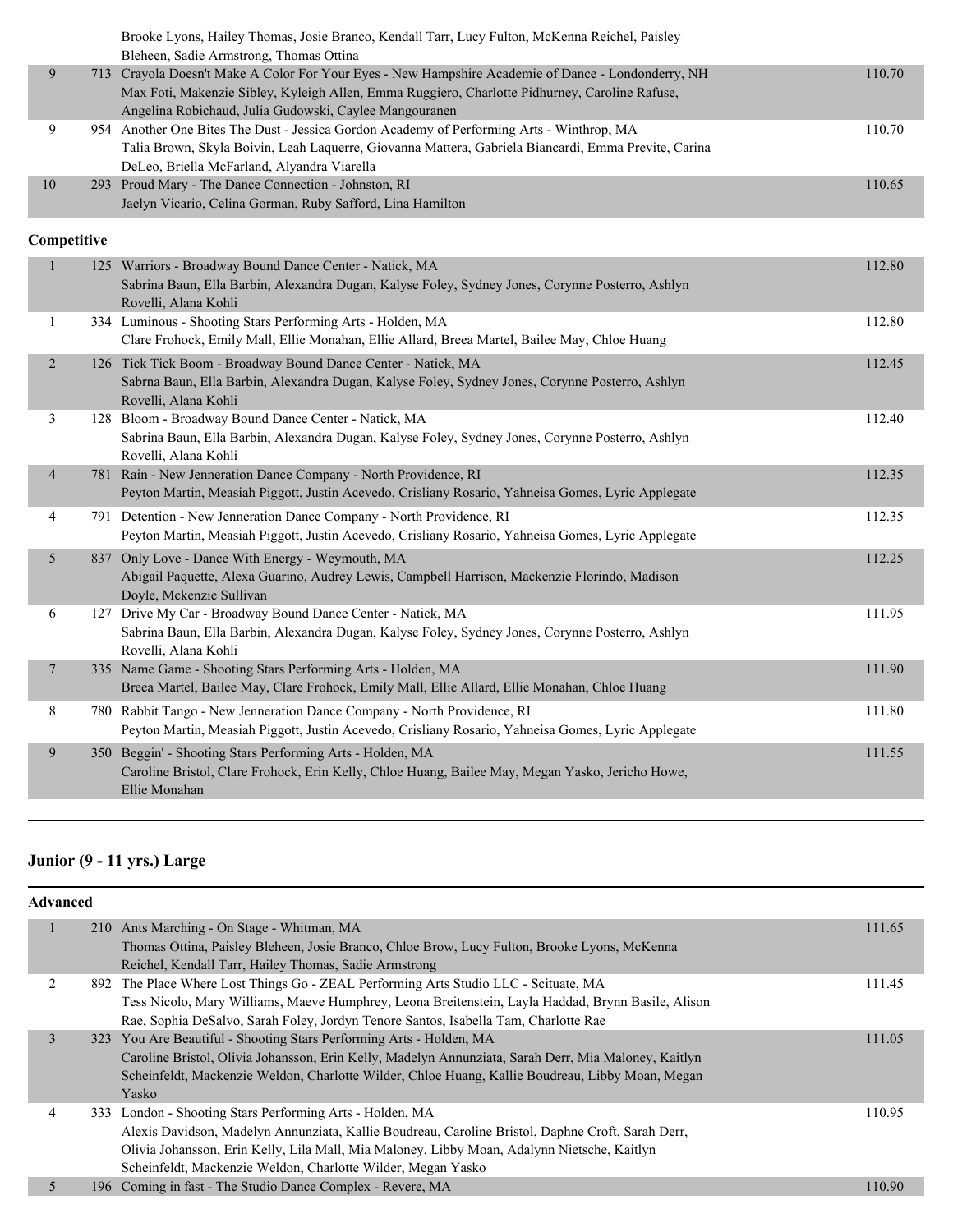| | | | |
|---|---|---|---|
| | | Brooke Lyons, Hailey Thomas, Josie Branco, Kendall Tarr, Lucy Fulton, McKenna Reichel, Paisley Bleheen, Sadie Armstrong, Thomas Ottina | |
| 9 | 713 | Crayola Doesn't Make A Color For Your Eyes - New Hampshire Academie of Dance - Londonderry, NH<br>Max Foti, Makenzie Sibley, Kyleigh Allen, Emma Ruggiero, Charlotte Pidhurney, Caroline Rafuse, Angelina Robichaud, Julia Gudowski, Caylee Mangouranen | 110.70 |
| 9 | 954 | Another One Bites The Dust - Jessica Gordon Academy of Performing Arts - Winthrop, MA<br>Talia Brown, Skyla Boivin, Leah Laquerre, Giovanna Mattera, Gabriela Biancardi, Emma Previte, Carina DeLeo, Briella McFarland, Alyandra Viarella | 110.70 |
| 10 | 293 | Proud Mary - The Dance Connection - Johnston, RI<br>Jaelyn Vicario, Celina Gorman, Ruby Safford, Lina Hamilton | 110.65 |

**Competitive**

| | | | |
|---|---|---|---|
| 1 | 125 | Warriors - Broadway Bound Dance Center - Natick, MA<br>Sabrina Baun, Ella Barbin, Alexandra Dugan, Kalyse Foley, Sydney Jones, Corynne Posterro, Ashlyn Rovelli, Alana Kohli | 112.80 |
| 1 | 334 | Luminous - Shooting Stars Performing Arts - Holden, MA<br>Clare Frohock, Emily Mall, Ellie Monahan, Ellie Allard, Breea Martel, Bailee May, Chloe Huang | 112.80 |
| 2 | 126 | Tick Tick Boom - Broadway Bound Dance Center - Natick, MA<br>Sabrna Baun, Ella Barbin, Alexandra Dugan, Kalyse Foley, Sydney Jones, Corynne Posterro, Ashlyn Rovelli, Alana Kohli | 112.45 |
| 3 | 128 | Bloom - Broadway Bound Dance Center - Natick, MA<br>Sabrina Baun, Ella Barbin, Alexandra Dugan, Kalyse Foley, Sydney Jones, Corynne Posterro, Ashlyn Rovelli, Alana Kohli | 112.40 |
| 4 | 781 | Rain - New Jenneration Dance Company - North Providence, RI<br>Peyton Martin, Measiah Piggott, Justin Acevedo, Crisliany Rosario, Yahneisa Gomes, Lyric Applegate | 112.35 |
| 4 | 791 | Detention - New Jenneration Dance Company - North Providence, RI<br>Peyton Martin, Measiah Piggott, Justin Acevedo, Crisliany Rosario, Yahneisa Gomes, Lyric Applegate | 112.35 |
| 5 | 837 | Only Love - Dance With Energy - Weymouth, MA<br>Abigail Paquette, Alexa Guarino, Audrey Lewis, Campbell Harrison, Mackenzie Florindo, Madison Doyle, Mckenzie Sullivan | 112.25 |
| 6 | 127 | Drive My Car - Broadway Bound Dance Center - Natick, MA<br>Sabrina Baun, Ella Barbin, Alexandra Dugan, Kalyse Foley, Sydney Jones, Corynne Posterro, Ashlyn Rovelli, Alana Kohli | 111.95 |
| 7 | 335 | Name Game - Shooting Stars Performing Arts - Holden, MA<br>Breea Martel, Bailee May, Clare Frohock, Emily Mall, Ellie Allard, Ellie Monahan, Chloe Huang | 111.90 |
| 8 | 780 | Rabbit Tango - New Jenneration Dance Company - North Providence, RI<br>Peyton Martin, Measiah Piggott, Justin Acevedo, Crisliany Rosario, Yahneisa Gomes, Lyric Applegate | 111.80 |
| 9 | 350 | Beggin' - Shooting Stars Performing Arts - Holden, MA<br>Caroline Bristol, Clare Frohock, Erin Kelly, Chloe Huang, Bailee May, Megan Yasko, Jericho Howe, Ellie Monahan | 111.55 |

## Junior (9 - 11 yrs.) Large

**Advanced**

| | | | |
|---|---|---|---|
| 1 | 210 | Ants Marching - On Stage - Whitman, MA<br>Thomas Ottina, Paisley Bleheen, Josie Branco, Chloe Brow, Lucy Fulton, Brooke Lyons, McKenna Reichel, Kendall Tarr, Hailey Thomas, Sadie Armstrong | 111.65 |
| 2 | 892 | The Place Where Lost Things Go - ZEAL Performing Arts Studio LLC - Scituate, MA<br>Tess Nicolo, Mary Williams, Maeve Humphrey, Leona Breitenstein, Layla Haddad, Brynn Basile, Alison Rae, Sophia DeSalvo, Sarah Foley, Jordyn Tenore Santos, Isabella Tam, Charlotte Rae | 111.45 |
| 3 | 323 | You Are Beautiful - Shooting Stars Performing Arts - Holden, MA<br>Caroline Bristol, Olivia Johansson, Erin Kelly, Madelyn Annunziata, Sarah Derr, Mia Maloney, Kaitlyn Scheinfeldt, Mackenzie Weldon, Charlotte Wilder, Chloe Huang, Kallie Boudreau, Libby Moan, Megan Yasko | 111.05 |
| 4 | 333 | London - Shooting Stars Performing Arts - Holden, MA<br>Alexis Davidson, Madelyn Annunziata, Kallie Boudreau, Caroline Bristol, Daphne Croft, Sarah Derr, Olivia Johansson, Erin Kelly, Lila Mall, Mia Maloney, Libby Moan, Adalynn Nietsche, Kaitlyn Scheinfeldt, Mackenzie Weldon, Charlotte Wilder, Megan Yasko | 110.95 |
| 5 | 196 | Coming in fast - The Studio Dance Complex - Revere, MA | 110.90 |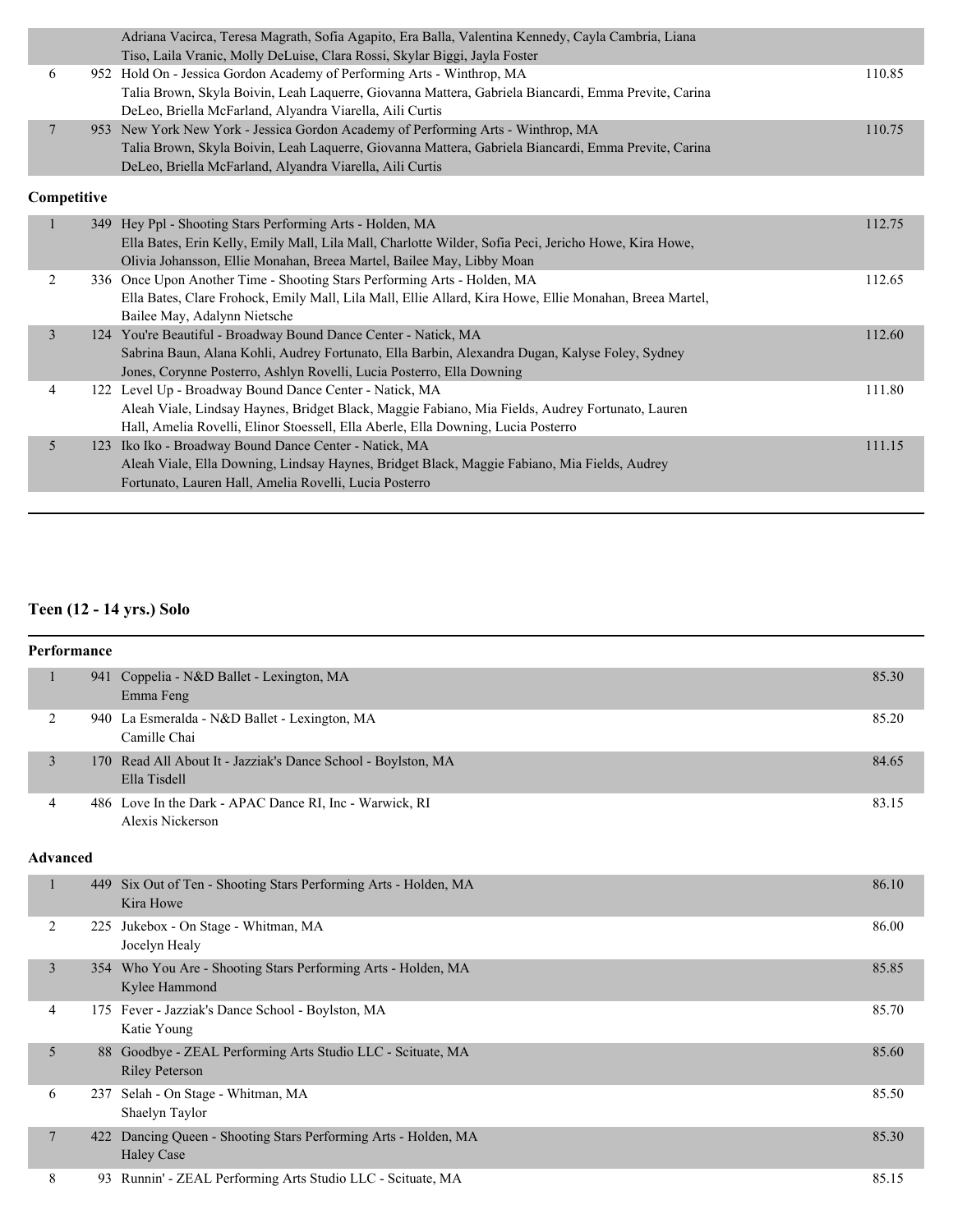| | | | |
|---|---|---|---|
| | | Adriana Vacirca, Teresa Magrath, Sofia Agapito, Era Balla, Valentina Kennedy, Cayla Cambria, Liana Tiso, Laila Vranic, Molly DeLuise, Clara Rossi, Skylar Biggi, Jayla Foster | |
| 6 | 952 | Hold On - Jessica Gordon Academy of Performing Arts - Winthrop, MA<br>Talia Brown, Skyla Boivin, Leah Laquerre, Giovanna Mattera, Gabriela Biancardi, Emma Previte, Carina DeLeo, Briella McFarland, Alyandra Viarella, Aili Curtis | 110.85 |
| 7 | 953 | New York New York - Jessica Gordon Academy of Performing Arts - Winthrop, MA<br>Talia Brown, Skyla Boivin, Leah Laquerre, Giovanna Mattera, Gabriela Biancardi, Emma Previte, Carina DeLeo, Briella McFarland, Alyandra Viarella, Aili Curtis | 110.75 |

**Competitive**

| | | | |
|---|---|---|---|
| 1 | 349 | Hey Ppl - Shooting Stars Performing Arts - Holden, MA<br>Ella Bates, Erin Kelly, Emily Mall, Lila Mall, Charlotte Wilder, Sofia Peci, Jericho Howe, Kira Howe, Olivia Johansson, Ellie Monahan, Breea Martel, Bailee May, Libby Moan | 112.75 |
| 2 | 336 | Once Upon Another Time - Shooting Stars Performing Arts - Holden, MA<br>Ella Bates, Clare Frohock, Emily Mall, Lila Mall, Ellie Allard, Kira Howe, Ellie Monahan, Breea Martel, Bailee May, Adalynn Nietsche | 112.65 |
| 3 | 124 | You're Beautiful - Broadway Bound Dance Center - Natick, MA<br>Sabrina Baun, Alana Kohli, Audrey Fortunato, Ella Barbin, Alexandra Dugan, Kalyse Foley, Sydney Jones, Corynne Posterro, Ashlyn Rovelli, Lucia Posterro, Ella Downing | 112.60 |
| 4 | 122 | Level Up - Broadway Bound Dance Center - Natick, MA<br>Aleah Viale, Lindsay Haynes, Bridget Black, Maggie Fabiano, Mia Fields, Audrey Fortunato, Lauren Hall, Amelia Rovelli, Elinor Stoessell, Ella Aberle, Ella Downing, Lucia Posterro | 111.80 |
| 5 | 123 | Iko Iko - Broadway Bound Dance Center - Natick, MA<br>Aleah Viale, Ella Downing, Lindsay Haynes, Bridget Black, Maggie Fabiano, Mia Fields, Audrey Fortunato, Lauren Hall, Amelia Rovelli, Lucia Posterro | 111.15 |

## Teen (12 - 14 yrs.) Solo

**Performance**

| | | | |
|---|---|---|---|
| 1 | 941 | Coppelia - N&D Ballet - Lexington, MA<br>Emma Feng | 85.30 |
| 2 | 940 | La Esmeralda - N&D Ballet - Lexington, MA<br>Camille Chai | 85.20 |
| 3 | 170 | Read All About It - Jazziak's Dance School - Boylston, MA<br>Ella Tisdell | 84.65 |
| 4 | 486 | Love In the Dark - APAC Dance RI, Inc - Warwick, RI<br>Alexis Nickerson | 83.15 |

**Advanced**

| | | | |
|---|---|---|---|
| 1 | 449 | Six Out of Ten - Shooting Stars Performing Arts - Holden, MA<br>Kira Howe | 86.10 |
| 2 | 225 | Jukebox - On Stage - Whitman, MA<br>Jocelyn Healy | 86.00 |
| 3 | 354 | Who You Are - Shooting Stars Performing Arts - Holden, MA<br>Kylee Hammond | 85.85 |
| 4 | 175 | Fever - Jazziak's Dance School - Boylston, MA<br>Katie Young | 85.70 |
| 5 | 88 | Goodbye - ZEAL Performing Arts Studio LLC - Scituate, MA<br>Riley Peterson | 85.60 |
| 6 | 237 | Selah - On Stage - Whitman, MA<br>Shaelyn Taylor | 85.50 |
| 7 | 422 | Dancing Queen - Shooting Stars Performing Arts - Holden, MA<br>Haley Case | 85.30 |
| 8 | 93 | Runnin' - ZEAL Performing Arts Studio LLC - Scituate, MA | 85.15 |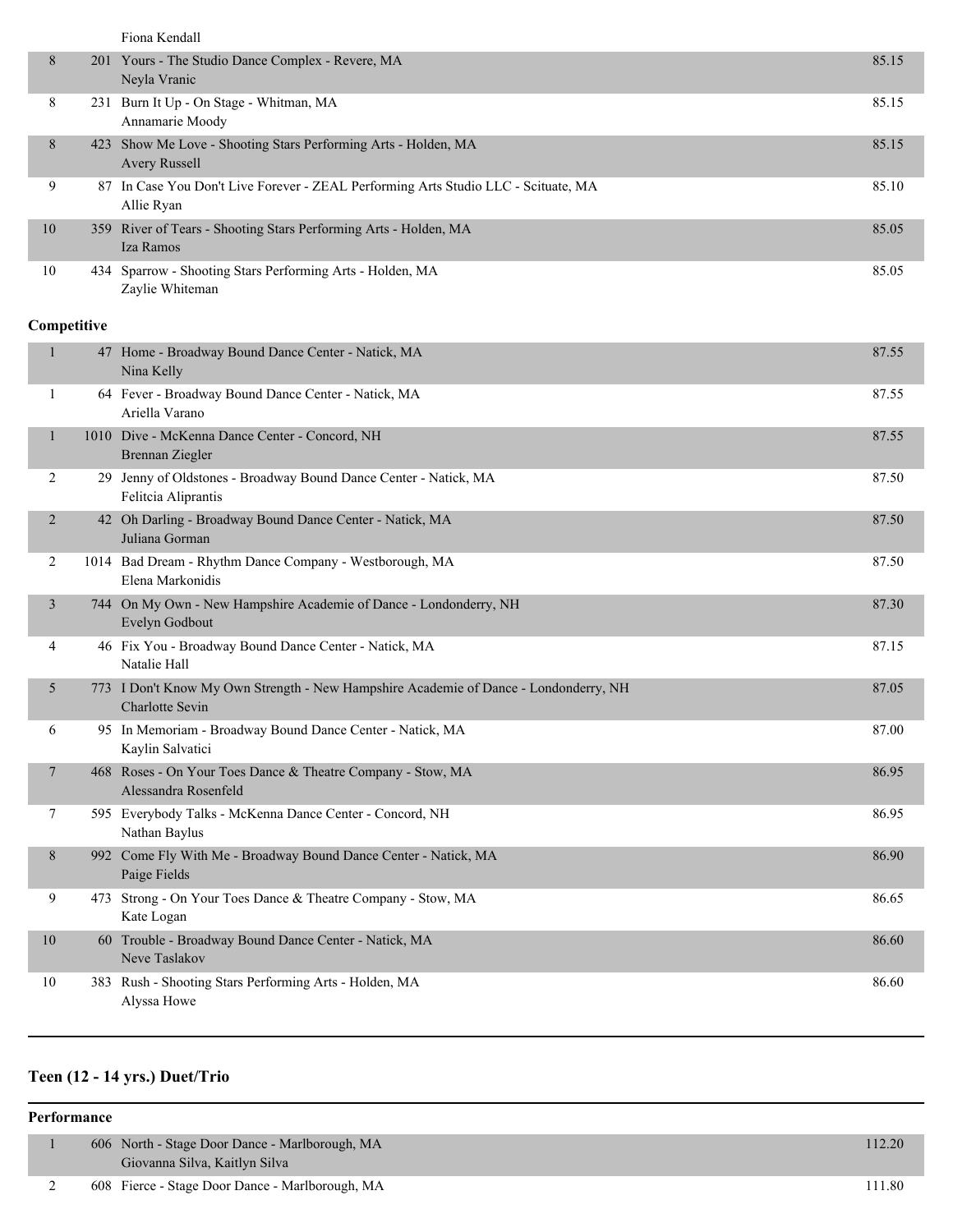| | | | |
|---|---|---|---|
| | | Fiona Kendall | |
| 8 | 201 | Yours - The Studio Dance Complex - Revere, MA<br>Neyla Vranic | 85.15 |
| 8 | 231 | Burn It Up - On Stage - Whitman, MA<br>Annamarie Moody | 85.15 |
| 8 | 423 | Show Me Love - Shooting Stars Performing Arts - Holden, MA<br>Avery Russell | 85.15 |
| 9 | 87 | In Case You Don't Live Forever - ZEAL Performing Arts Studio LLC - Scituate, MA<br>Allie Ryan | 85.10 |
| 10 | 359 | River of Tears - Shooting Stars Performing Arts - Holden, MA<br>Iza Ramos | 85.05 |
| 10 | 434 | Sparrow - Shooting Stars Performing Arts - Holden, MA<br>Zaylie Whiteman | 85.05 |

**Competitive**

| | | | |
|---|---|---|---|
| 1 | 47 | Home - Broadway Bound Dance Center - Natick, MA<br>Nina Kelly | 87.55 |
| 1 | 64 | Fever - Broadway Bound Dance Center - Natick, MA<br>Ariella Varano | 87.55 |
| 1 | 1010 | Dive - McKenna Dance Center - Concord, NH<br>Brennan Ziegler | 87.55 |
| 2 | 29 | Jenny of Oldstones - Broadway Bound Dance Center - Natick, MA<br>Felitcia Aliprantis | 87.50 |
| 2 | 42 | Oh Darling - Broadway Bound Dance Center - Natick, MA<br>Juliana Gorman | 87.50 |
| 2 | 1014 | Bad Dream - Rhythm Dance Company - Westborough, MA<br>Elena Markonidis | 87.50 |
| 3 | 744 | On My Own - New Hampshire Academie of Dance - Londonderry, NH<br>Evelyn Godbout | 87.30 |
| 4 | 46 | Fix You - Broadway Bound Dance Center - Natick, MA<br>Natalie Hall | 87.15 |
| 5 | 773 | I Don't Know My Own Strength - New Hampshire Academie of Dance - Londonderry, NH<br>Charlotte Sevin | 87.05 |
| 6 | 95 | In Memoriam - Broadway Bound Dance Center - Natick, MA<br>Kaylin Salvatici | 87.00 |
| 7 | 468 | Roses - On Your Toes Dance & Theatre Company - Stow, MA<br>Alessandra Rosenfeld | 86.95 |
| 7 | 595 | Everybody Talks - McKenna Dance Center - Concord, NH<br>Nathan Baylus | 86.95 |
| 8 | 992 | Come Fly With Me - Broadway Bound Dance Center - Natick, MA<br>Paige Fields | 86.90 |
| 9 | 473 | Strong - On Your Toes Dance & Theatre Company - Stow, MA<br>Kate Logan | 86.65 |
| 10 | 60 | Trouble - Broadway Bound Dance Center - Natick, MA<br>Neve Taslakov | 86.60 |
| 10 | 383 | Rush - Shooting Stars Performing Arts - Holden, MA<br>Alyssa Howe | 86.60 |

## Teen (12 - 14 yrs.) Duet/Trio

**Performance**

| | | | |
|---|---|---|---|
| 1 | 606 | North - Stage Door Dance - Marlborough, MA<br>Giovanna Silva, Kaitlyn Silva | 112.20 |
| 2 | 608 | Fierce - Stage Door Dance - Marlborough, MA | 111.80 |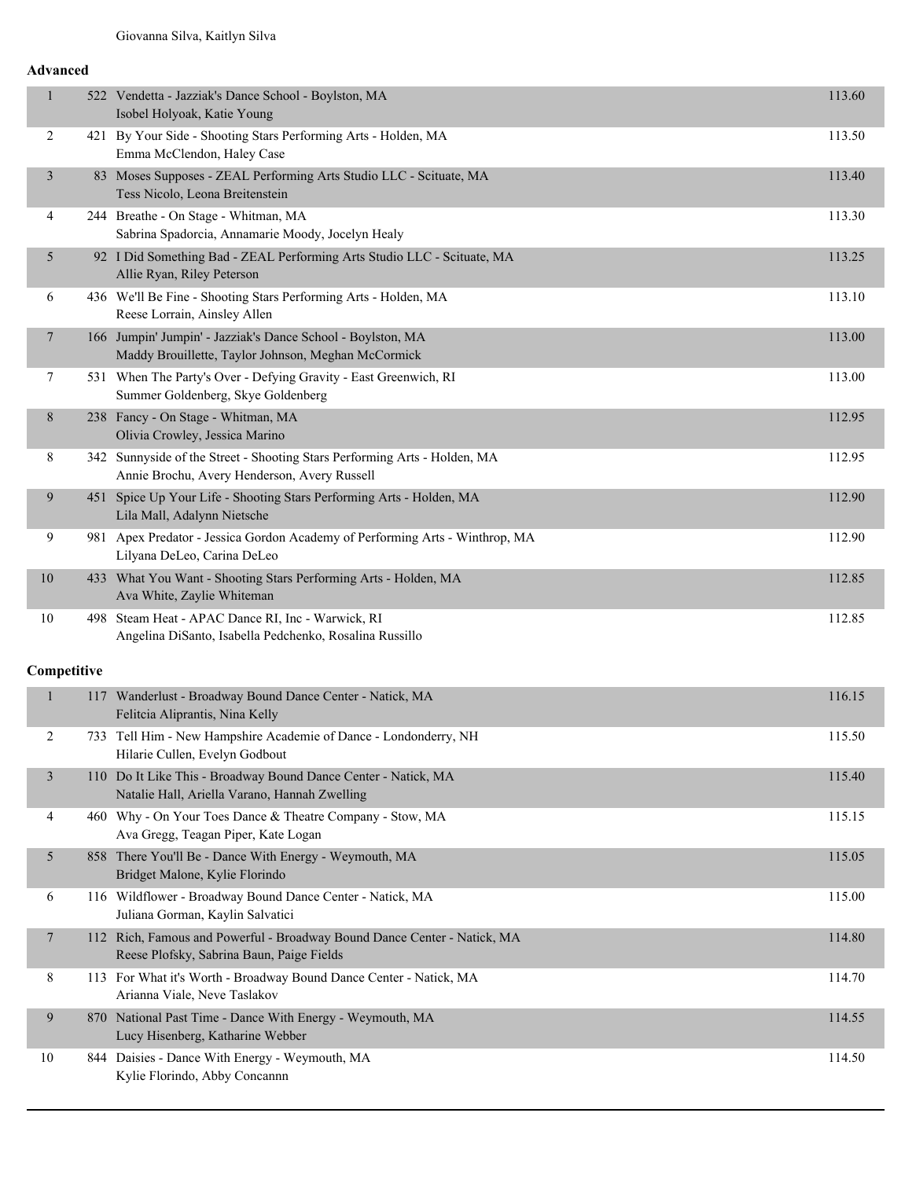Giovanna Silva, Kaitlyn Silva

### Advanced

| Place | No. | Entry | Score |
|---|---|---|---|
| 1 | 522 | Vendetta - Jazziak's Dance School - Boylston, MA<br>Isobel Holyoak, Katie Young | 113.60 |
| 2 | 421 | By Your Side - Shooting Stars Performing Arts - Holden, MA<br>Emma McClendon, Haley Case | 113.50 |
| 3 | 83 | Moses Supposes - ZEAL Performing Arts Studio LLC - Scituate, MA<br>Tess Nicolo, Leona Breitenstein | 113.40 |
| 4 | 244 | Breathe - On Stage - Whitman, MA<br>Sabrina Spadorcia, Annamarie Moody, Jocelyn Healy | 113.30 |
| 5 | 92 | I Did Something Bad - ZEAL Performing Arts Studio LLC - Scituate, MA<br>Allie Ryan, Riley Peterson | 113.25 |
| 6 | 436 | We'll Be Fine - Shooting Stars Performing Arts - Holden, MA<br>Reese Lorrain, Ainsley Allen | 113.10 |
| 7 | 166 | Jumpin' Jumpin' - Jazziak's Dance School - Boylston, MA<br>Maddy Brouillette, Taylor Johnson, Meghan McCormick | 113.00 |
| 7 | 531 | When The Party's Over - Defying Gravity - East Greenwich, RI<br>Summer Goldenberg, Skye Goldenberg | 113.00 |
| 8 | 238 | Fancy - On Stage - Whitman, MA<br>Olivia Crowley, Jessica Marino | 112.95 |
| 8 | 342 | Sunnyside of the Street - Shooting Stars Performing Arts - Holden, MA<br>Annie Brochu, Avery Henderson, Avery Russell | 112.95 |
| 9 | 451 | Spice Up Your Life - Shooting Stars Performing Arts - Holden, MA<br>Lila Mall, Adalynn Nietsche | 112.90 |
| 9 | 981 | Apex Predator - Jessica Gordon Academy of Performing Arts - Winthrop, MA<br>Lilyana DeLeo, Carina DeLeo | 112.90 |
| 10 | 433 | What You Want - Shooting Stars Performing Arts - Holden, MA<br>Ava White, Zaylie Whiteman | 112.85 |
| 10 | 498 | Steam Heat - APAC Dance RI, Inc - Warwick, RI<br>Angelina DiSanto, Isabella Pedchenko, Rosalina Russillo | 112.85 |

### Competitive

| Place | No. | Entry | Score |
|---|---|---|---|
| 1 | 117 | Wanderlust - Broadway Bound Dance Center - Natick, MA<br>Felitcia Aliprantis, Nina Kelly | 116.15 |
| 2 | 733 | Tell Him - New Hampshire Academie of Dance - Londonderry, NH<br>Hilarie Cullen, Evelyn Godbout | 115.50 |
| 3 | 110 | Do It Like This - Broadway Bound Dance Center - Natick, MA<br>Natalie Hall, Ariella Varano, Hannah Zwelling | 115.40 |
| 4 | 460 | Why - On Your Toes Dance & Theatre Company - Stow, MA<br>Ava Gregg, Teagan Piper, Kate Logan | 115.15 |
| 5 | 858 | There You'll Be - Dance With Energy - Weymouth, MA<br>Bridget Malone, Kylie Florindo | 115.05 |
| 6 | 116 | Wildflower - Broadway Bound Dance Center - Natick, MA<br>Juliana Gorman, Kaylin Salvatici | 115.00 |
| 7 | 112 | Rich, Famous and Powerful - Broadway Bound Dance Center - Natick, MA<br>Reese Plofsky, Sabrina Baun, Paige Fields | 114.80 |
| 8 | 113 | For What it's Worth - Broadway Bound Dance Center - Natick, MA<br>Arianna Viale, Neve Taslakov | 114.70 |
| 9 | 870 | National Past Time - Dance With Energy - Weymouth, MA<br>Lucy Hisenberg, Katharine Webber | 114.55 |
| 10 | 844 | Daisies - Dance With Energy - Weymouth, MA<br>Kylie Florindo, Abby Concannn | 114.50 |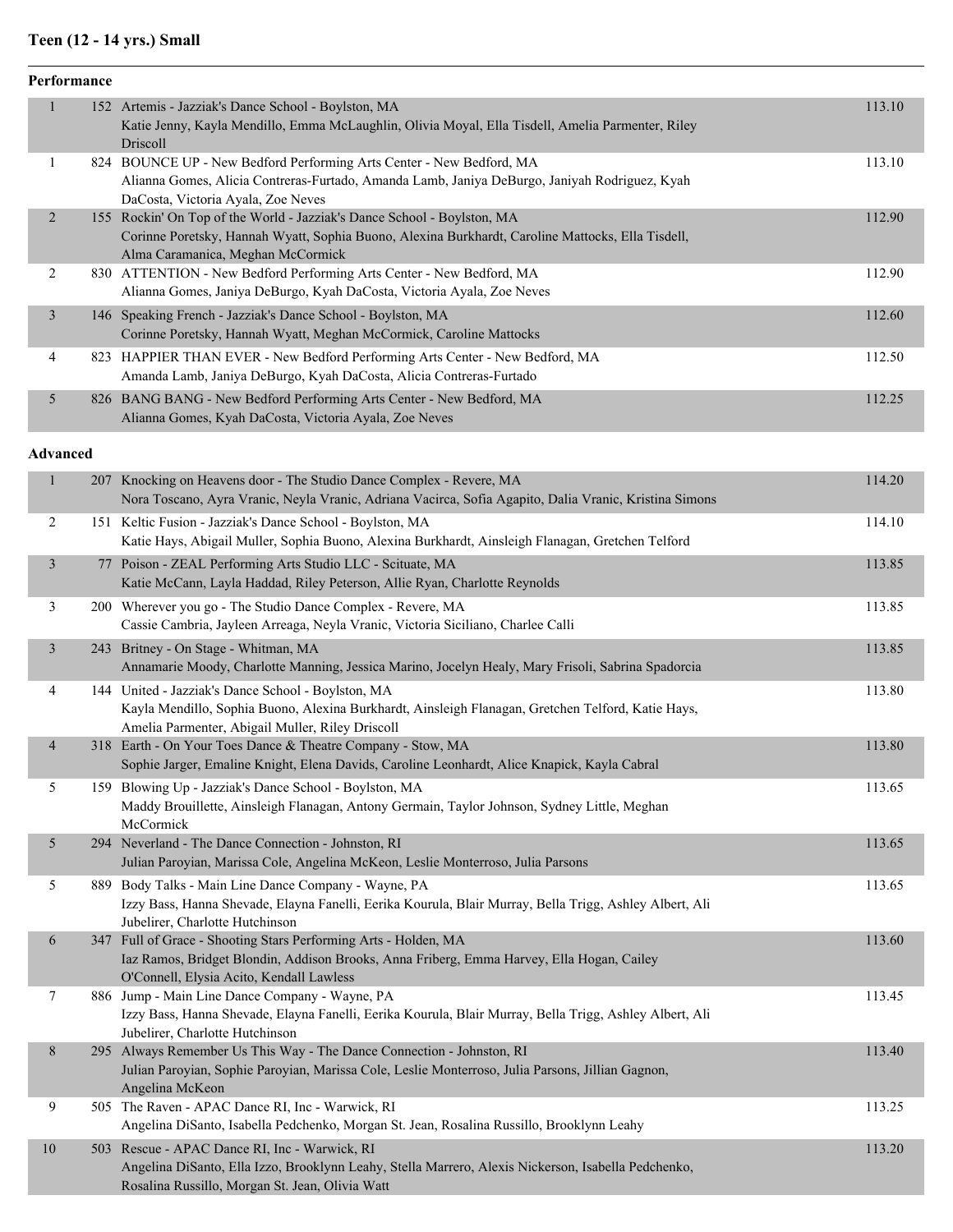## Teen (12 - 14 yrs.) Small

### Performance

| Place | No. | Entry | Score |
|---|---|---|---|
| 1 | 152 | Artemis - Jazziak's Dance School - Boylston, MA<br>Katie Jenny, Kayla Mendillo, Emma McLaughlin, Olivia Moyal, Ella Tisdell, Amelia Parmenter, Riley Driscoll | 113.10 |
| 1 | 824 | BOUNCE UP - New Bedford Performing Arts Center - New Bedford, MA<br>Alianna Gomes, Alicia Contreras-Furtado, Amanda Lamb, Janiya DeBurgo, Janiyah Rodriguez, Kyah DaCosta, Victoria Ayala, Zoe Neves | 113.10 |
| 2 | 155 | Rockin' On Top of the World - Jazziak's Dance School - Boylston, MA<br>Corinne Poretsky, Hannah Wyatt, Sophia Buono, Alexina Burkhardt, Caroline Mattocks, Ella Tisdell, Alma Caramanica, Meghan McCormick | 112.90 |
| 2 | 830 | ATTENTION - New Bedford Performing Arts Center - New Bedford, MA<br>Alianna Gomes, Janiya DeBurgo, Kyah DaCosta, Victoria Ayala, Zoe Neves | 112.90 |
| 3 | 146 | Speaking French - Jazziak's Dance School - Boylston, MA<br>Corinne Poretsky, Hannah Wyatt, Meghan McCormick, Caroline Mattocks | 112.60 |
| 4 | 823 | HAPPIER THAN EVER - New Bedford Performing Arts Center - New Bedford, MA<br>Amanda Lamb, Janiya DeBurgo, Kyah DaCosta, Alicia Contreras-Furtado | 112.50 |
| 5 | 826 | BANG BANG - New Bedford Performing Arts Center - New Bedford, MA<br>Alianna Gomes, Kyah DaCosta, Victoria Ayala, Zoe Neves | 112.25 |

### Advanced

| Place | No. | Entry | Score |
|---|---|---|---|
| 1 | 207 | Knocking on Heavens door - The Studio Dance Complex - Revere, MA<br>Nora Toscano, Ayra Vranic, Neyla Vranic, Adriana Vacirca, Sofia Agapito, Dalia Vranic, Kristina Simons | 114.20 |
| 2 | 151 | Keltic Fusion - Jazziak's Dance School - Boylston, MA<br>Katie Hays, Abigail Muller, Sophia Buono, Alexina Burkhardt, Ainsleigh Flanagan, Gretchen Telford | 114.10 |
| 3 | 77 | Poison - ZEAL Performing Arts Studio LLC - Scituate, MA<br>Katie McCann, Layla Haddad, Riley Peterson, Allie Ryan, Charlotte Reynolds | 113.85 |
| 3 | 200 | Wherever you go - The Studio Dance Complex - Revere, MA<br>Cassie Cambria, Jayleen Arreaga, Neyla Vranic, Victoria Siciliano, Charlee Calli | 113.85 |
| 3 | 243 | Britney - On Stage - Whitman, MA<br>Annamarie Moody, Charlotte Manning, Jessica Marino, Jocelyn Healy, Mary Frisoli, Sabrina Spadorcia | 113.85 |
| 4 | 144 | United - Jazziak's Dance School - Boylston, MA<br>Kayla Mendillo, Sophia Buono, Alexina Burkhardt, Ainsleigh Flanagan, Gretchen Telford, Katie Hays, Amelia Parmenter, Abigail Muller, Riley Driscoll | 113.80 |
| 4 | 318 | Earth - On Your Toes Dance & Theatre Company - Stow, MA<br>Sophie Jarger, Emaline Knight, Elena Davids, Caroline Leonhardt, Alice Knapick, Kayla Cabral | 113.80 |
| 5 | 159 | Blowing Up - Jazziak's Dance School - Boylston, MA<br>Maddy Brouillette, Ainsleigh Flanagan, Antony Germain, Taylor Johnson, Sydney Little, Meghan McCormick | 113.65 |
| 5 | 294 | Neverland - The Dance Connection - Johnston, RI<br>Julian Paroyian, Marissa Cole, Angelina McKeon, Leslie Monterroso, Julia Parsons | 113.65 |
| 5 | 889 | Body Talks - Main Line Dance Company - Wayne, PA<br>Izzy Bass, Hanna Shevade, Elayna Fanelli, Eerika Kourula, Blair Murray, Bella Trigg, Ashley Albert, Ali Jubelirer, Charlotte Hutchinson | 113.65 |
| 6 | 347 | Full of Grace - Shooting Stars Performing Arts - Holden, MA<br>Iaz Ramos, Bridget Blondin, Addison Brooks, Anna Friberg, Emma Harvey, Ella Hogan, Cailey O'Connell, Elysia Acito, Kendall Lawless | 113.60 |
| 7 | 886 | Jump - Main Line Dance Company - Wayne, PA<br>Izzy Bass, Hanna Shevade, Elayna Fanelli, Eerika Kourula, Blair Murray, Bella Trigg, Ashley Albert, Ali Jubelirer, Charlotte Hutchinson | 113.45 |
| 8 | 295 | Always Remember Us This Way - The Dance Connection - Johnston, RI<br>Julian Paroyian, Sophie Paroyian, Marissa Cole, Leslie Monterroso, Julia Parsons, Jillian Gagnon, Angelina McKeon | 113.40 |
| 9 | 505 | The Raven - APAC Dance RI, Inc - Warwick, RI<br>Angelina DiSanto, Isabella Pedchenko, Morgan St. Jean, Rosalina Russillo, Brooklynn Leahy | 113.25 |
| 10 | 503 | Rescue - APAC Dance RI, Inc - Warwick, RI<br>Angelina DiSanto, Ella Izzo, Brooklynn Leahy, Stella Marrero, Alexis Nickerson, Isabella Pedchenko, Rosalina Russillo, Morgan St. Jean, Olivia Watt | 113.20 |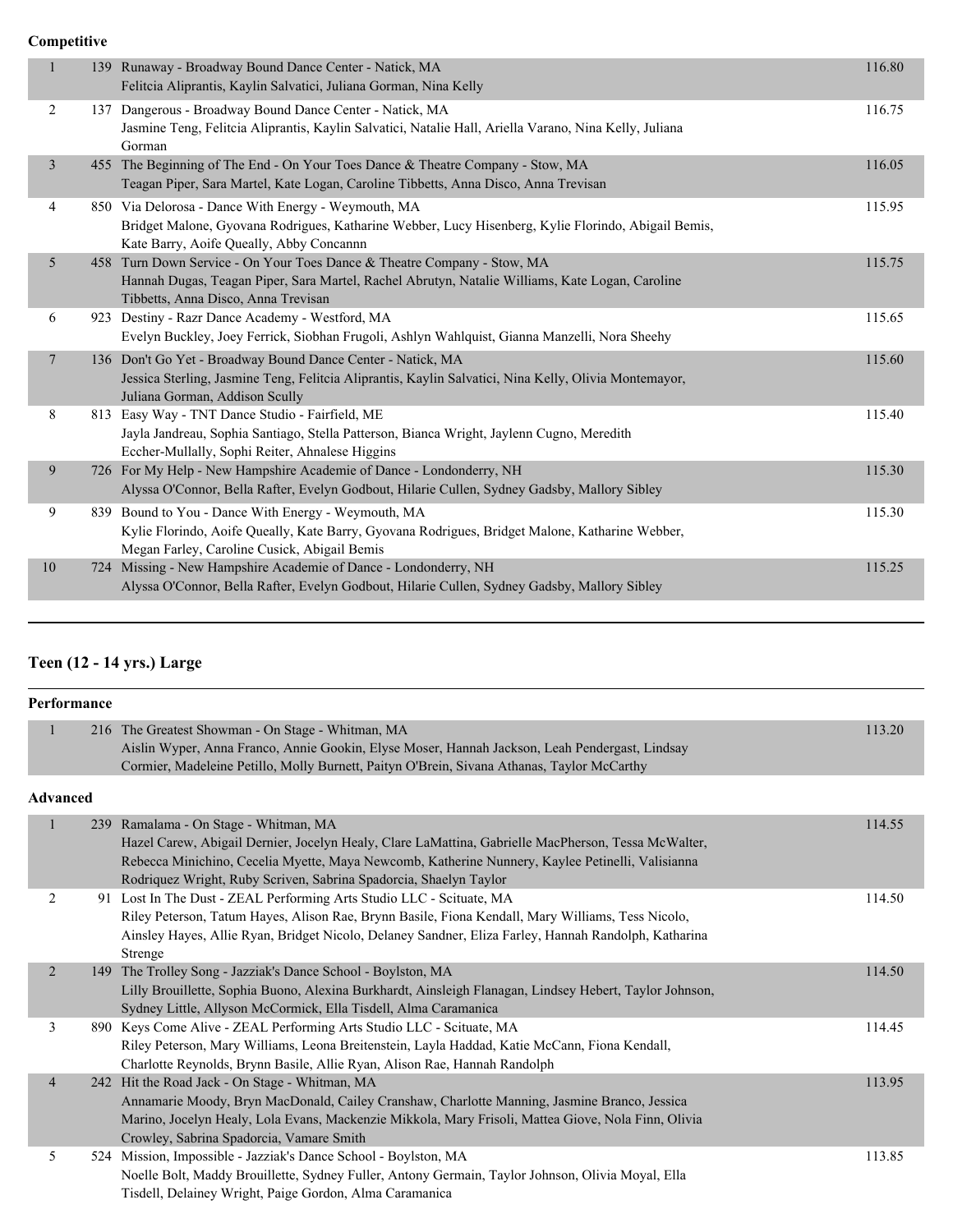**Competitive**

| Place | No. | Routine / Studio / Dancers | Score |
|---|---|---|---|
| 1 | 139 | Runaway - Broadway Bound Dance Center - Natick, MA<br>Felitcia Aliprantis, Kaylin Salvatici, Juliana Gorman, Nina Kelly | 116.80 |
| 2 | 137 | Dangerous - Broadway Bound Dance Center - Natick, MA<br>Jasmine Teng, Felitcia Aliprantis, Kaylin Salvatici, Natalie Hall, Ariella Varano, Nina Kelly, Juliana Gorman | 116.75 |
| 3 | 455 | The Beginning of The End - On Your Toes Dance & Theatre Company - Stow, MA<br>Teagan Piper, Sara Martel, Kate Logan, Caroline Tibbetts, Anna Disco, Anna Trevisan | 116.05 |
| 4 | 850 | Via Delorosa - Dance With Energy - Weymouth, MA<br>Bridget Malone, Gyovana Rodrigues, Katharine Webber, Lucy Hisenberg, Kylie Florindo, Abigail Bemis, Kate Barry, Aoife Queally, Abby Concannn | 115.95 |
| 5 | 458 | Turn Down Service - On Your Toes Dance & Theatre Company - Stow, MA<br>Hannah Dugas, Teagan Piper, Sara Martel, Rachel Abrutyn, Natalie Williams, Kate Logan, Caroline Tibbetts, Anna Disco, Anna Trevisan | 115.75 |
| 6 | 923 | Destiny - Razr Dance Academy - Westford, MA<br>Evelyn Buckley, Joey Ferrick, Siobhan Frugoli, Ashlyn Wahlquist, Gianna Manzelli, Nora Sheehy | 115.65 |
| 7 | 136 | Don't Go Yet - Broadway Bound Dance Center - Natick, MA<br>Jessica Sterling, Jasmine Teng, Felitcia Aliprantis, Kaylin Salvatici, Nina Kelly, Olivia Montemayor, Juliana Gorman, Addison Scully | 115.60 |
| 8 | 813 | Easy Way - TNT Dance Studio - Fairfield, ME<br>Jayla Jandreau, Sophia Santiago, Stella Patterson, Bianca Wright, Jaylenn Cugno, Meredith Eccher-Mullally, Sophi Reiter, Ahnalese Higgins | 115.40 |
| 9 | 726 | For My Help - New Hampshire Academie of Dance - Londonderry, NH<br>Alyssa O'Connor, Bella Rafter, Evelyn Godbout, Hilarie Cullen, Sydney Gadsby, Mallory Sibley | 115.30 |
| 9 | 839 | Bound to You - Dance With Energy - Weymouth, MA<br>Kylie Florindo, Aoife Queally, Kate Barry, Gyovana Rodrigues, Bridget Malone, Katharine Webber, Megan Farley, Caroline Cusick, Abigail Bemis | 115.30 |
| 10 | 724 | Missing - New Hampshire Academie of Dance - Londonderry, NH<br>Alyssa O'Connor, Bella Rafter, Evelyn Godbout, Hilarie Cullen, Sydney Gadsby, Mallory Sibley | 115.25 |

## Teen (12 - 14 yrs.) Large

**Performance**

| Place | No. | Routine / Studio / Dancers | Score |
|---|---|---|---|
| 1 | 216 | The Greatest Showman - On Stage - Whitman, MA<br>Aislin Wyper, Anna Franco, Annie Gookin, Elyse Moser, Hannah Jackson, Leah Pendergast, Lindsay Cormier, Madeleine Petillo, Molly Burnett, Paityn O'Brein, Sivana Athanas, Taylor McCarthy | 113.20 |

**Advanced**

| Place | No. | Routine / Studio / Dancers | Score |
|---|---|---|---|
| 1 | 239 | Ramalama - On Stage - Whitman, MA<br>Hazel Carew, Abigail Dernier, Jocelyn Healy, Clare LaMattina, Gabrielle MacPherson, Tessa McWalter, Rebecca Minichino, Cecelia Myette, Maya Newcomb, Katherine Nunnery, Kaylee Petinelli, Valisianna Rodriquez Wright, Ruby Scriven, Sabrina Spadorcia, Shaelyn Taylor | 114.55 |
| 2 | 91 | Lost In The Dust - ZEAL Performing Arts Studio LLC - Scituate, MA<br>Riley Peterson, Tatum Hayes, Alison Rae, Brynn Basile, Fiona Kendall, Mary Williams, Tess Nicolo, Ainsley Hayes, Allie Ryan, Bridget Nicolo, Delaney Sandner, Eliza Farley, Hannah Randolph, Katharina Strenge | 114.50 |
| 2 | 149 | The Trolley Song - Jazziak's Dance School - Boylston, MA<br>Lilly Brouillette, Sophia Buono, Alexina Burkhardt, Ainsleigh Flanagan, Lindsey Hebert, Taylor Johnson, Sydney Little, Allyson McCormick, Ella Tisdell, Alma Caramanica | 114.50 |
| 3 | 890 | Keys Come Alive - ZEAL Performing Arts Studio LLC - Scituate, MA<br>Riley Peterson, Mary Williams, Leona Breitenstein, Layla Haddad, Katie McCann, Fiona Kendall, Charlotte Reynolds, Brynn Basile, Allie Ryan, Alison Rae, Hannah Randolph | 114.45 |
| 4 | 242 | Hit the Road Jack - On Stage - Whitman, MA<br>Annamarie Moody, Bryn MacDonald, Cailey Cranshaw, Charlotte Manning, Jasmine Branco, Jessica Marino, Jocelyn Healy, Lola Evans, Mackenzie Mikkola, Mary Frisoli, Mattea Giove, Nola Finn, Olivia Crowley, Sabrina Spadorcia, Vamare Smith | 113.95 |
| 5 | 524 | Mission, Impossible - Jazziak's Dance School - Boylston, MA<br>Noelle Bolt, Maddy Brouillette, Sydney Fuller, Antony Germain, Taylor Johnson, Olivia Moyal, Ella Tisdell, Delainey Wright, Paige Gordon, Alma Caramanica | 113.85 |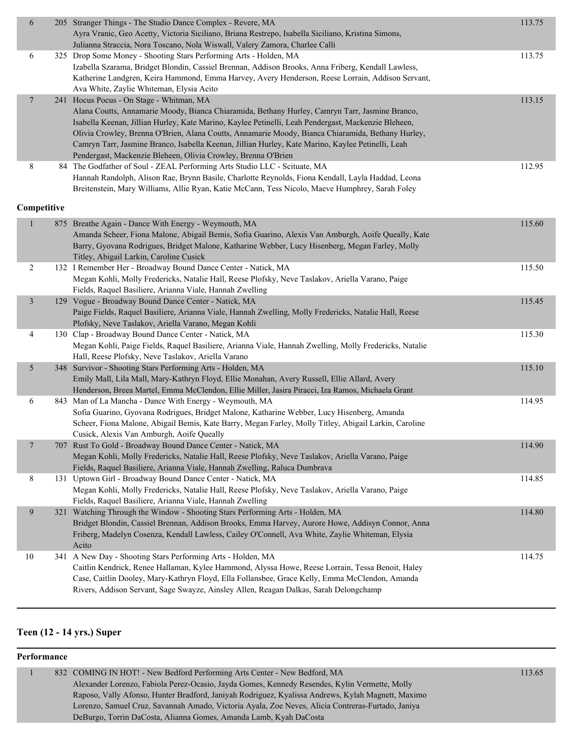| Place | No. | Routine / Studio / Dancers | Score |
|---|---|---|---|
| 6 | 205 | Stranger Things - The Studio Dance Complex - Revere, MA<br>Ayra Vranic, Geo Acetty, Victoria Siciliano, Briana Restrepo, Isabella Siciliano, Kristina Simons, Julianna Straccia, Nora Toscano, Nola Wiswall, Valery Zamora, Charlee Calli | 113.75 |
| 6 | 325 | Drop Some Money - Shooting Stars Performing Arts - Holden, MA<br>Izabella Szarama, Bridget Blondin, Cassiel Brennan, Addison Brooks, Anna Friberg, Kendall Lawless, Katherine Landgren, Keira Hammond, Emma Harvey, Avery Henderson, Reese Lorrain, Addison Servant, Ava White, Zaylie Whiteman, Elysia Acito | 113.75 |
| 7 | 241 | Hocus Pocus - On Stage - Whitman, MA<br>Alana Coutts, Annamarie Moody, Bianca Chiaramida, Bethany Hurley, Camryn Tarr, Jasmine Branco, Isabella Keenan, Jillian Hurley, Kate Marino, Kaylee Petinelli, Leah Pendergast, Mackenzie Bleheen, Olivia Crowley, Brenna O'Brien, Alana Coutts, Annamarie Moody, Bianca Chiaramida, Bethany Hurley, Camryn Tarr, Jasmine Branco, Isabella Keenan, Jillian Hurley, Kate Marino, Kaylee Petinelli, Leah Pendergast, Mackenzie Bleheen, Olivia Crowley, Brenna O'Brien | 113.15 |
| 8 | 84 | The Godfather of Soul - ZEAL Performing Arts Studio LLC - Scituate, MA<br>Hannah Randolph, Alison Rae, Brynn Basile, Charlotte Reynolds, Fiona Kendall, Layla Haddad, Leona Breitenstein, Mary Williams, Allie Ryan, Katie McCann, Tess Nicolo, Maeve Humphrey, Sarah Foley | 112.95 |

**Competitive**

| Place | No. | Routine / Studio / Dancers | Score |
|---|---|---|---|
| 1 | 875 | Breathe Again - Dance With Energy - Weymouth, MA<br>Amanda Scheer, Fiona Malone, Abigail Bemis, Sofia Guarino, Alexis Van Amburgh, Aoife Queally, Kate Barry, Gyovana Rodrigues, Bridget Malone, Katharine Webber, Lucy Hisenberg, Megan Farley, Molly Titley, Abigail Larkin, Caroline Cusick | 115.60 |
| 2 | 132 | I Remember Her - Broadway Bound Dance Center - Natick, MA<br>Megan Kohli, Molly Fredericks, Natalie Hall, Reese Plofsky, Neve Taslakov, Ariella Varano, Paige Fields, Raquel Basiliere, Arianna Viale, Hannah Zwelling | 115.50 |
| 3 | 129 | Vogue - Broadway Bound Dance Center - Natick, MA<br>Paige Fields, Raquel Basiliere, Arianna Viale, Hannah Zwelling, Molly Fredericks, Natalie Hall, Reese Plofsky, Neve Taslakov, Ariella Varano, Megan Kohli | 115.45 |
| 4 | 130 | Clap - Broadway Bound Dance Center - Natick, MA<br>Megan Kohli, Paige Fields, Raquel Basiliere, Arianna Viale, Hannah Zwelling, Molly Fredericks, Natalie Hall, Reese Plofsky, Neve Taslakov, Ariella Varano | 115.30 |
| 5 | 348 | Survivor - Shooting Stars Performing Arts - Holden, MA<br>Emily Mall, Lila Mall, Mary-Kathryn Floyd, Ellie Monahan, Avery Russell, Ellie Allard, Avery Henderson, Breea Martel, Emma McClendon, Ellie Miller, Jasira Piracci, Iza Ramos, Michaela Grant | 115.10 |
| 6 | 843 | Man of La Mancha - Dance With Energy - Weymouth, MA<br>Sofia Guarino, Gyovana Rodrigues, Bridget Malone, Katharine Webber, Lucy Hisenberg, Amanda Scheer, Fiona Malone, Abigail Bemis, Kate Barry, Megan Farley, Molly Titley, Abigail Larkin, Caroline Cusick, Alexis Van Amburgh, Aoife Queally | 114.95 |
| 7 | 707 | Rust To Gold - Broadway Bound Dance Center - Natick, MA<br>Megan Kohli, Molly Fredericks, Natalie Hall, Reese Plofsky, Neve Taslakov, Ariella Varano, Paige Fields, Raquel Basiliere, Arianna Viale, Hannah Zwelling, Raluca Dumbrava | 114.90 |
| 8 | 131 | Uptown Girl - Broadway Bound Dance Center - Natick, MA<br>Megan Kohli, Molly Fredericks, Natalie Hall, Reese Plofsky, Neve Taslakov, Ariella Varano, Paige Fields, Raquel Basiliere, Arianna Viale, Hannah Zwelling | 114.85 |
| 9 | 321 | Watching Through the Window - Shooting Stars Performing Arts - Holden, MA<br>Bridget Blondin, Cassiel Brennan, Addison Brooks, Emma Harvey, Aurore Howe, Addisyn Connor, Anna Friberg, Madelyn Cosenza, Kendall Lawless, Cailey O'Connell, Ava White, Zaylie Whiteman, Elysia Acito | 114.80 |
| 10 | 341 | A New Day - Shooting Stars Performing Arts - Holden, MA<br>Caitlin Kendrick, Renee Hallaman, Kylee Hammond, Alyssa Howe, Reese Lorrain, Tessa Benoit, Haley Case, Caitlin Dooley, Mary-Kathryn Floyd, Ella Follansbee, Grace Kelly, Emma McClendon, Amanda Rivers, Addison Servant, Sage Swayze, Ainsley Allen, Reagan Dalkas, Sarah Delongchamp | 114.75 |

## Teen (12 - 14 yrs.) Super

**Performance**

| Place | No. | Routine / Studio / Dancers | Score |
|---|---|---|---|
| 1 | 832 | COMING IN HOT! - New Bedford Performing Arts Center - New Bedford, MA<br>Alexander Lorenzo, Fabiola Perez-Ocasio, Jayda Gomes, Kennedy Resendes, Kylin Vermette, Molly Raposo, Vally Afonso, Hunter Bradford, Janiyah Rodriguez, Kyalissa Andrews, Kylah Magnett, Maximo Lorenzo, Samuel Cruz, Savannah Amado, Victoria Ayala, Zoe Neves, Alicia Contreras-Furtado, Janiya DeBurgo, Torrin DaCosta, Alianna Gomes, Amanda Lamb, Kyah DaCosta | 113.65 |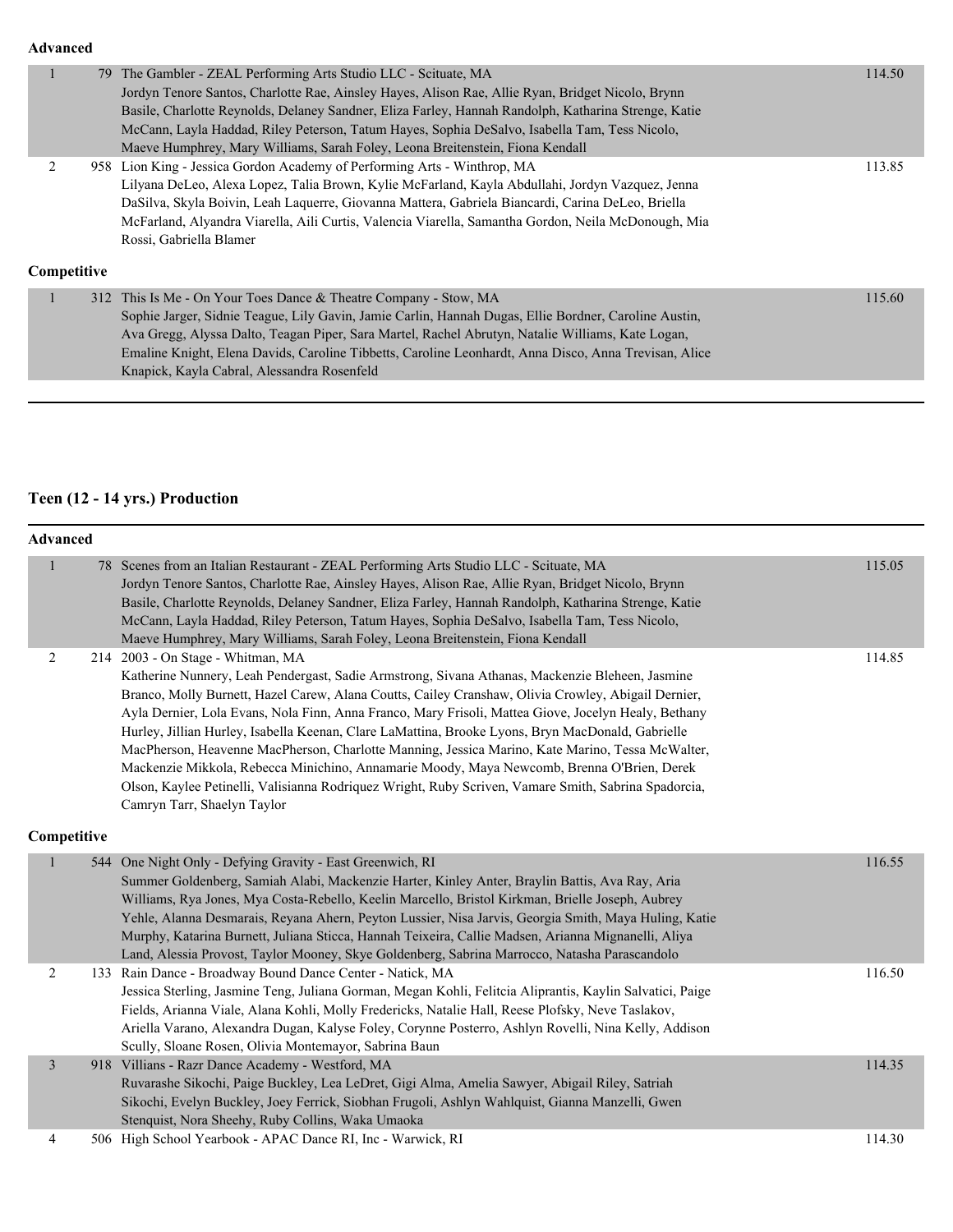### Advanced

| Place | No. | Entry | Score |
|---|---|---|---|
| 1 | 79 | The Gambler - ZEAL Performing Arts Studio LLC - Scituate, MA<br>Jordyn Tenore Santos, Charlotte Rae, Ainsley Hayes, Alison Rae, Allie Ryan, Bridget Nicolo, Brynn Basile, Charlotte Reynolds, Delaney Sandner, Eliza Farley, Hannah Randolph, Katharina Strenge, Katie McCann, Layla Haddad, Riley Peterson, Tatum Hayes, Sophia DeSalvo, Isabella Tam, Tess Nicolo, Maeve Humphrey, Mary Williams, Sarah Foley, Leona Breitenstein, Fiona Kendall | 114.50 |
| 2 | 958 | Lion King - Jessica Gordon Academy of Performing Arts - Winthrop, MA<br>Lilyana DeLeo, Alexa Lopez, Talia Brown, Kylie McFarland, Kayla Abdullahi, Jordyn Vazquez, Jenna DaSilva, Skyla Boivin, Leah Laquerre, Giovanna Mattera, Gabriela Biancardi, Carina DeLeo, Briella McFarland, Alyandra Viarella, Aili Curtis, Valencia Viarella, Samantha Gordon, Neila McDonough, Mia Rossi, Gabriella Blamer | 113.85 |

### Competitive

| Place | No. | Entry | Score |
|---|---|---|---|
| 1 | 312 | This Is Me - On Your Toes Dance & Theatre Company - Stow, MA<br>Sophie Jarger, Sidnie Teague, Lily Gavin, Jamie Carlin, Hannah Dugas, Ellie Bordner, Caroline Austin, Ava Gregg, Alyssa Dalto, Teagan Piper, Sara Martel, Rachel Abrutyn, Natalie Williams, Kate Logan, Emaline Knight, Elena Davids, Caroline Tibbetts, Caroline Leonhardt, Anna Disco, Anna Trevisan, Alice Knapick, Kayla Cabral, Alessandra Rosenfeld | 115.60 |

## Teen (12 - 14 yrs.) Production

### Advanced

| Place | No. | Entry | Score |
|---|---|---|---|
| 1 | 78 | Scenes from an Italian Restaurant - ZEAL Performing Arts Studio LLC - Scituate, MA<br>Jordyn Tenore Santos, Charlotte Rae, Ainsley Hayes, Alison Rae, Allie Ryan, Bridget Nicolo, Brynn Basile, Charlotte Reynolds, Delaney Sandner, Eliza Farley, Hannah Randolph, Katharina Strenge, Katie McCann, Layla Haddad, Riley Peterson, Tatum Hayes, Sophia DeSalvo, Isabella Tam, Tess Nicolo, Maeve Humphrey, Mary Williams, Sarah Foley, Leona Breitenstein, Fiona Kendall | 115.05 |
| 2 | 214 | 2003 - On Stage - Whitman, MA<br>Katherine Nunnery, Leah Pendergast, Sadie Armstrong, Sivana Athanas, Mackenzie Bleheen, Jasmine Branco, Molly Burnett, Hazel Carew, Alana Coutts, Cailey Cranshaw, Olivia Crowley, Abigail Dernier, Ayla Dernier, Lola Evans, Nola Finn, Anna Franco, Mary Frisoli, Mattea Giove, Jocelyn Healy, Bethany Hurley, Jillian Hurley, Isabella Keenan, Clare LaMattina, Brooke Lyons, Bryn MacDonald, Gabrielle MacPherson, Heavenne MacPherson, Charlotte Manning, Jessica Marino, Kate Marino, Tessa McWalter, Mackenzie Mikkola, Rebecca Minichino, Annamarie Moody, Maya Newcomb, Brenna O'Brien, Derek Olson, Kaylee Petinelli, Valisianna Rodriquez Wright, Ruby Scriven, Vamare Smith, Sabrina Spadorcia, Camryn Tarr, Shaelyn Taylor | 114.85 |

### Competitive

| Place | No. | Entry | Score |
|---|---|---|---|
| 1 | 544 | One Night Only - Defying Gravity - East Greenwich, RI<br>Summer Goldenberg, Samiah Alabi, Mackenzie Harter, Kinley Anter, Braylin Battis, Ava Ray, Aria Williams, Rya Jones, Mya Costa-Rebello, Keelin Marcello, Bristol Kirkman, Brielle Joseph, Aubrey Yehle, Alanna Desmarais, Reyana Ahern, Peyton Lussier, Nisa Jarvis, Georgia Smith, Maya Huling, Katie Murphy, Katarina Burnett, Juliana Sticca, Hannah Teixeira, Callie Madsen, Arianna Mignanelli, Aliya Land, Alessia Provost, Taylor Mooney, Skye Goldenberg, Sabrina Marrocco, Natasha Parascandolo | 116.55 |
| 2 | 133 | Rain Dance - Broadway Bound Dance Center - Natick, MA<br>Jessica Sterling, Jasmine Teng, Juliana Gorman, Megan Kohli, Felitcia Aliprantis, Kaylin Salvatici, Paige Fields, Arianna Viale, Alana Kohli, Molly Fredericks, Natalie Hall, Reese Plofsky, Neve Taslakov, Ariella Varano, Alexandra Dugan, Kalyse Foley, Corynne Posterro, Ashlyn Rovelli, Nina Kelly, Addison Scully, Sloane Rosen, Olivia Montemayor, Sabrina Baun | 116.50 |
| 3 | 918 | Villians - Razr Dance Academy - Westford, MA<br>Ruvarashe Sikochi, Paige Buckley, Lea LeDret, Gigi Alma, Amelia Sawyer, Abigail Riley, Satriah Sikochi, Evelyn Buckley, Joey Ferrick, Siobhan Frugoli, Ashlyn Wahlquist, Gianna Manzelli, Gwen Stenquist, Nora Sheehy, Ruby Collins, Waka Umaoka | 114.35 |
| 4 | 506 | High School Yearbook - APAC Dance RI, Inc - Warwick, RI | 114.30 |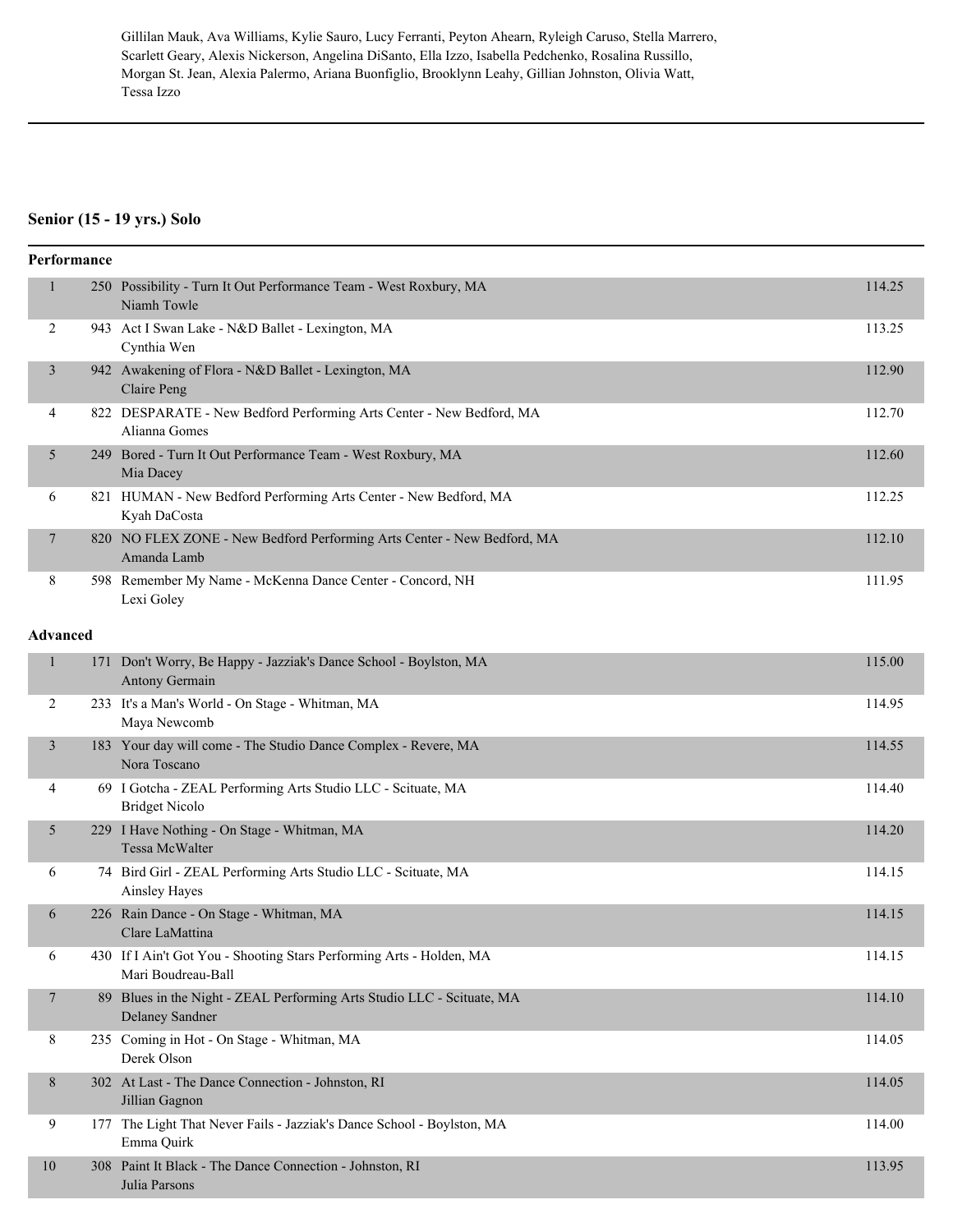Gillilan Mauk, Ava Williams, Kylie Sauro, Lucy Ferranti, Peyton Ahearn, Ryleigh Caruso, Stella Marrero, Scarlett Geary, Alexis Nickerson, Angelina DiSanto, Ella Izzo, Isabella Pedchenko, Rosalina Russillo, Morgan St. Jean, Alexia Palermo, Ariana Buonfiglio, Brooklynn Leahy, Gillian Johnston, Olivia Watt, Tessa Izzo

---

## Senior (15 - 19 yrs.) Solo

### Performance

| Place | No. | Entry | Score |
|---|---|---|---|
| 1 | 250 | Possibility - Turn It Out Performance Team - West Roxbury, MA<br>Niamh Towle | 114.25 |
| 2 | 943 | Act I Swan Lake - N&D Ballet - Lexington, MA<br>Cynthia Wen | 113.25 |
| 3 | 942 | Awakening of Flora - N&D Ballet - Lexington, MA<br>Claire Peng | 112.90 |
| 4 | 822 | DESPARATE - New Bedford Performing Arts Center - New Bedford, MA<br>Alianna Gomes | 112.70 |
| 5 | 249 | Bored - Turn It Out Performance Team - West Roxbury, MA<br>Mia Dacey | 112.60 |
| 6 | 821 | HUMAN - New Bedford Performing Arts Center - New Bedford, MA<br>Kyah DaCosta | 112.25 |
| 7 | 820 | NO FLEX ZONE - New Bedford Performing Arts Center - New Bedford, MA<br>Amanda Lamb | 112.10 |
| 8 | 598 | Remember My Name - McKenna Dance Center - Concord, NH<br>Lexi Goley | 111.95 |

### Advanced

| Place | No. | Entry | Score |
|---|---|---|---|
| 1 | 171 | Don't Worry, Be Happy - Jazziak's Dance School - Boylston, MA<br>Antony Germain | 115.00 |
| 2 | 233 | It's a Man's World - On Stage - Whitman, MA<br>Maya Newcomb | 114.95 |
| 3 | 183 | Your day will come - The Studio Dance Complex - Revere, MA<br>Nora Toscano | 114.55 |
| 4 | 69 | I Gotcha - ZEAL Performing Arts Studio LLC - Scituate, MA<br>Bridget Nicolo | 114.40 |
| 5 | 229 | I Have Nothing - On Stage - Whitman, MA<br>Tessa McWalter | 114.20 |
| 6 | 74 | Bird Girl - ZEAL Performing Arts Studio LLC - Scituate, MA<br>Ainsley Hayes | 114.15 |
| 6 | 226 | Rain Dance - On Stage - Whitman, MA<br>Clare LaMattina | 114.15 |
| 6 | 430 | If I Ain't Got You - Shooting Stars Performing Arts - Holden, MA<br>Mari Boudreau-Ball | 114.15 |
| 7 | 89 | Blues in the Night - ZEAL Performing Arts Studio LLC - Scituate, MA<br>Delaney Sandner | 114.10 |
| 8 | 235 | Coming in Hot - On Stage - Whitman, MA<br>Derek Olson | 114.05 |
| 8 | 302 | At Last - The Dance Connection - Johnston, RI<br>Jillian Gagnon | 114.05 |
| 9 | 177 | The Light That Never Fails - Jazziak's Dance School - Boylston, MA<br>Emma Quirk | 114.00 |
| 10 | 308 | Paint It Black - The Dance Connection - Johnston, RI<br>Julia Parsons | 113.95 |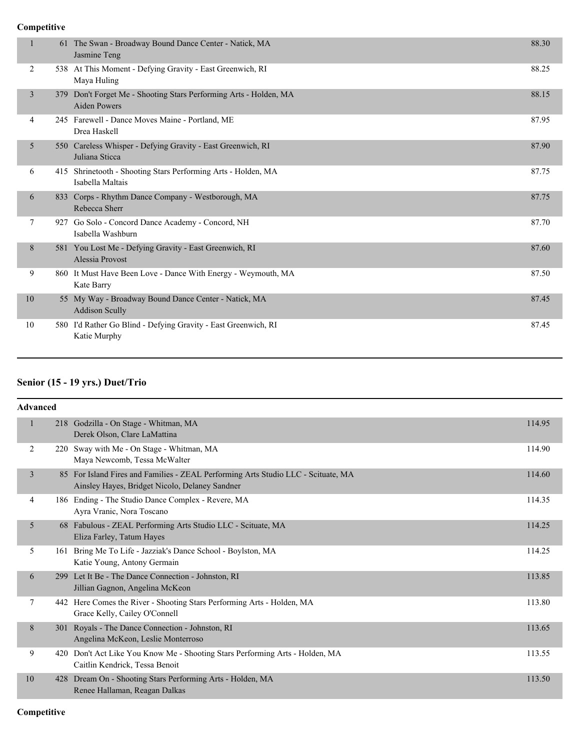**Competitive**

| Place | No. | Entry | Score |
|---|---|---|---|
| 1 | 61 | The Swan - Broadway Bound Dance Center - Natick, MA<br>Jasmine Teng | 88.30 |
| 2 | 538 | At This Moment - Defying Gravity - East Greenwich, RI<br>Maya Huling | 88.25 |
| 3 | 379 | Don't Forget Me - Shooting Stars Performing Arts - Holden, MA<br>Aiden Powers | 88.15 |
| 4 | 245 | Farewell - Dance Moves Maine - Portland, ME<br>Drea Haskell | 87.95 |
| 5 | 550 | Careless Whisper - Defying Gravity - East Greenwich, RI<br>Juliana Sticca | 87.90 |
| 6 | 415 | Shrinetooth - Shooting Stars Performing Arts - Holden, MA<br>Isabella Maltais | 87.75 |
| 6 | 833 | Corps - Rhythm Dance Company - Westborough, MA<br>Rebecca Sherr | 87.75 |
| 7 | 927 | Go Solo - Concord Dance Academy - Concord, NH<br>Isabella Washburn | 87.70 |
| 8 | 581 | You Lost Me - Defying Gravity - East Greenwich, RI<br>Alessia Provost | 87.60 |
| 9 | 860 | It Must Have Been Love - Dance With Energy - Weymouth, MA<br>Kate Barry | 87.50 |
| 10 | 55 | My Way - Broadway Bound Dance Center - Natick, MA<br>Addison Scully | 87.45 |
| 10 | 580 | I'd Rather Go Blind - Defying Gravity - East Greenwich, RI<br>Katie Murphy | 87.45 |

## Senior (15 - 19 yrs.) Duet/Trio

**Advanced**

| Place | No. | Entry | Score |
|---|---|---|---|
| 1 | 218 | Godzilla - On Stage - Whitman, MA<br>Derek Olson, Clare LaMattina | 114.95 |
| 2 | 220 | Sway with Me - On Stage - Whitman, MA<br>Maya Newcomb, Tessa McWalter | 114.90 |
| 3 | 85 | For Island Fires and Families - ZEAL Performing Arts Studio LLC - Scituate, MA<br>Ainsley Hayes, Bridget Nicolo, Delaney Sandner | 114.60 |
| 4 | 186 | Ending - The Studio Dance Complex - Revere, MA<br>Ayra Vranic, Nora Toscano | 114.35 |
| 5 | 68 | Fabulous - ZEAL Performing Arts Studio LLC - Scituate, MA<br>Eliza Farley, Tatum Hayes | 114.25 |
| 5 | 161 | Bring Me To Life - Jazziak's Dance School - Boylston, MA<br>Katie Young, Antony Germain | 114.25 |
| 6 | 299 | Let It Be - The Dance Connection - Johnston, RI<br>Jillian Gagnon, Angelina McKeon | 113.85 |
| 7 | 442 | Here Comes the River - Shooting Stars Performing Arts - Holden, MA<br>Grace Kelly, Cailey O'Connell | 113.80 |
| 8 | 301 | Royals - The Dance Connection - Johnston, RI<br>Angelina McKeon, Leslie Monterroso | 113.65 |
| 9 | 420 | Don't Act Like You Know Me - Shooting Stars Performing Arts - Holden, MA<br>Caitlin Kendrick, Tessa Benoit | 113.55 |
| 10 | 428 | Dream On - Shooting Stars Performing Arts - Holden, MA<br>Renee Hallaman, Reagan Dalkas | 113.50 |

**Competitive**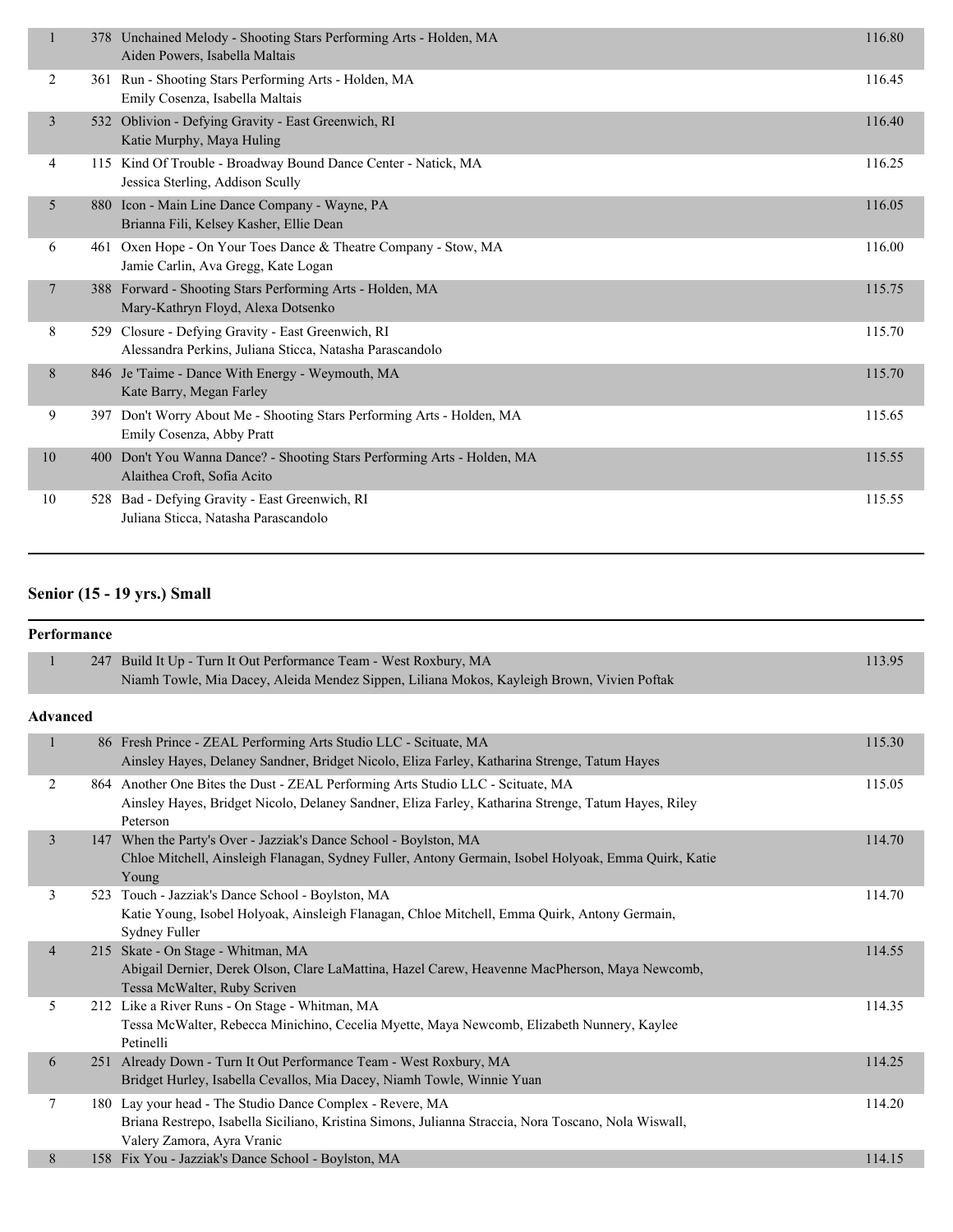| Place | No. | Routine | Score |
|---|---|---|---|
| 1 | 378 | Unchained Melody - Shooting Stars Performing Arts - Holden, MA<br>Aiden Powers, Isabella Maltais | 116.80 |
| 2 | 361 | Run - Shooting Stars Performing Arts - Holden, MA<br>Emily Cosenza, Isabella Maltais | 116.45 |
| 3 | 532 | Oblivion - Defying Gravity - East Greenwich, RI<br>Katie Murphy, Maya Huling | 116.40 |
| 4 | 115 | Kind Of Trouble - Broadway Bound Dance Center - Natick, MA<br>Jessica Sterling, Addison Scully | 116.25 |
| 5 | 880 | Icon - Main Line Dance Company - Wayne, PA<br>Brianna Fili, Kelsey Kasher, Ellie Dean | 116.05 |
| 6 | 461 | Oxen Hope - On Your Toes Dance & Theatre Company - Stow, MA<br>Jamie Carlin, Ava Gregg, Kate Logan | 116.00 |
| 7 | 388 | Forward - Shooting Stars Performing Arts - Holden, MA<br>Mary-Kathryn Floyd, Alexa Dotsenko | 115.75 |
| 8 | 529 | Closure - Defying Gravity - East Greenwich, RI<br>Alessandra Perkins, Juliana Sticca, Natasha Parascandolo | 115.70 |
| 8 | 846 | Je 'Taime - Dance With Energy - Weymouth, MA<br>Kate Barry, Megan Farley | 115.70 |
| 9 | 397 | Don't Worry About Me - Shooting Stars Performing Arts - Holden, MA<br>Emily Cosenza, Abby Pratt | 115.65 |
| 10 | 400 | Don't You Wanna Dance? - Shooting Stars Performing Arts - Holden, MA<br>Alaithea Croft, Sofia Acito | 115.55 |
| 10 | 528 | Bad - Defying Gravity - East Greenwich, RI<br>Juliana Sticca, Natasha Parascandolo | 115.55 |

## Senior (15 - 19 yrs.) Small

### Performance

| Place | No. | Routine | Score |
|---|---|---|---|
| 1 | 247 | Build It Up - Turn It Out Performance Team - West Roxbury, MA<br>Niamh Towle, Mia Dacey, Aleida Mendez Sippen, Liliana Mokos, Kayleigh Brown, Vivien Poftak | 113.95 |

### Advanced

| Place | No. | Routine | Score |
|---|---|---|---|
| 1 | 86 | Fresh Prince - ZEAL Performing Arts Studio LLC - Scituate, MA<br>Ainsley Hayes, Delaney Sandner, Bridget Nicolo, Eliza Farley, Katharina Strenge, Tatum Hayes | 115.30 |
| 2 | 864 | Another One Bites the Dust - ZEAL Performing Arts Studio LLC - Scituate, MA<br>Ainsley Hayes, Bridget Nicolo, Delaney Sandner, Eliza Farley, Katharina Strenge, Tatum Hayes, Riley Peterson | 115.05 |
| 3 | 147 | When the Party's Over - Jazziak's Dance School - Boylston, MA<br>Chloe Mitchell, Ainsleigh Flanagan, Sydney Fuller, Antony Germain, Isobel Holyoak, Emma Quirk, Katie Young | 114.70 |
| 3 | 523 | Touch - Jazziak's Dance School - Boylston, MA<br>Katie Young, Isobel Holyoak, Ainsleigh Flanagan, Chloe Mitchell, Emma Quirk, Antony Germain, Sydney Fuller | 114.70 |
| 4 | 215 | Skate - On Stage - Whitman, MA<br>Abigail Dernier, Derek Olson, Clare LaMattina, Hazel Carew, Heavenne MacPherson, Maya Newcomb, Tessa McWalter, Ruby Scriven | 114.55 |
| 5 | 212 | Like a River Runs - On Stage - Whitman, MA<br>Tessa McWalter, Rebecca Minichino, Cecelia Myette, Maya Newcomb, Elizabeth Nunnery, Kaylee Petinelli | 114.35 |
| 6 | 251 | Already Down - Turn It Out Performance Team - West Roxbury, MA<br>Bridget Hurley, Isabella Cevallos, Mia Dacey, Niamh Towle, Winnie Yuan | 114.25 |
| 7 | 180 | Lay your head - The Studio Dance Complex - Revere, MA<br>Briana Restrepo, Isabella Siciliano, Kristina Simons, Julianna Straccia, Nora Toscano, Nola Wiswall, Valery Zamora, Ayra Vranic | 114.20 |
| 8 | 158 | Fix You - Jazziak's Dance School - Boylston, MA | 114.15 |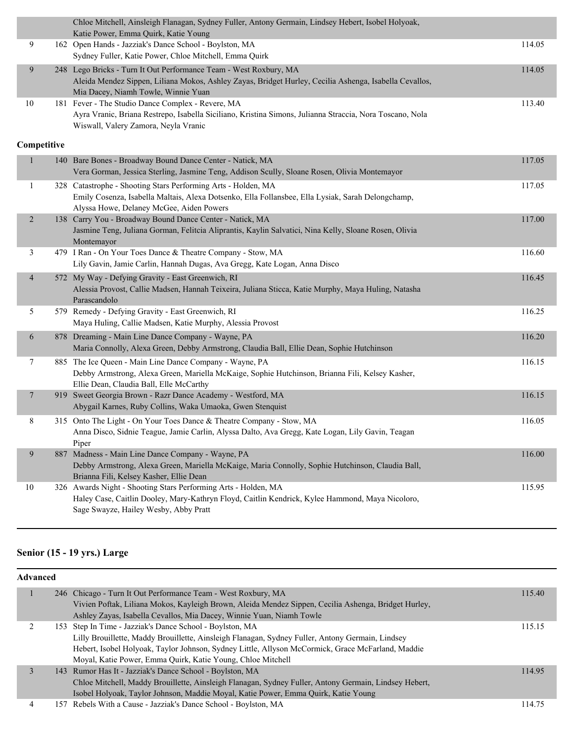| Place | No. | Entry | Score |
|---|---|---|---|
| | | Chloe Mitchell, Ainsleigh Flanagan, Sydney Fuller, Antony Germain, Lindsey Hebert, Isobel Holyoak, Katie Power, Emma Quirk, Katie Young | |
| 9 | 162 | Open Hands - Jazziak's Dance School - Boylston, MA<br>Sydney Fuller, Katie Power, Chloe Mitchell, Emma Quirk | 114.05 |
| 9 | 248 | Lego Bricks - Turn It Out Performance Team - West Roxbury, MA<br>Aleida Mendez Sippen, Liliana Mokos, Ashley Zayas, Bridget Hurley, Cecilia Ashenga, Isabella Cevallos, Mia Dacey, Niamh Towle, Winnie Yuan | 114.05 |
| 10 | 181 | Fever - The Studio Dance Complex - Revere, MA<br>Ayra Vranic, Briana Restrepo, Isabella Siciliano, Kristina Simons, Julianna Straccia, Nora Toscano, Nola Wiswall, Valery Zamora, Neyla Vranic | 113.40 |

**Competitive**

| Place | No. | Entry | Score |
|---|---|---|---|
| 1 | 140 | Bare Bones - Broadway Bound Dance Center - Natick, MA<br>Vera Gorman, Jessica Sterling, Jasmine Teng, Addison Scully, Sloane Rosen, Olivia Montemayor | 117.05 |
| 1 | 328 | Catastrophe - Shooting Stars Performing Arts - Holden, MA<br>Emily Cosenza, Isabella Maltais, Alexa Dotsenko, Ella Follansbee, Ella Lysiak, Sarah Delongchamp, Alyssa Howe, Delaney McGee, Aiden Powers | 117.05 |
| 2 | 138 | Carry You - Broadway Bound Dance Center - Natick, MA<br>Jasmine Teng, Juliana Gorman, Felitcia Aliprantis, Kaylin Salvatici, Nina Kelly, Sloane Rosen, Olivia Montemayor | 117.00 |
| 3 | 479 | I Ran - On Your Toes Dance & Theatre Company - Stow, MA<br>Lily Gavin, Jamie Carlin, Hannah Dugas, Ava Gregg, Kate Logan, Anna Disco | 116.60 |
| 4 | 572 | My Way - Defying Gravity - East Greenwich, RI<br>Alessia Provost, Callie Madsen, Hannah Teixeira, Juliana Sticca, Katie Murphy, Maya Huling, Natasha Parascandolo | 116.45 |
| 5 | 579 | Remedy - Defying Gravity - East Greenwich, RI<br>Maya Huling, Callie Madsen, Katie Murphy, Alessia Provost | 116.25 |
| 6 | 878 | Dreaming - Main Line Dance Company - Wayne, PA<br>Maria Connolly, Alexa Green, Debby Armstrong, Claudia Ball, Ellie Dean, Sophie Hutchinson | 116.20 |
| 7 | 885 | The Ice Queen - Main Line Dance Company - Wayne, PA<br>Debby Armstrong, Alexa Green, Mariella McKaige, Sophie Hutchinson, Brianna Fili, Kelsey Kasher, Ellie Dean, Claudia Ball, Elle McCarthy | 116.15 |
| 7 | 919 | Sweet Georgia Brown - Razr Dance Academy - Westford, MA<br>Abygail Karnes, Ruby Collins, Waka Umaoka, Gwen Stenquist | 116.15 |
| 8 | 315 | Onto The Light - On Your Toes Dance & Theatre Company - Stow, MA<br>Anna Disco, Sidnie Teague, Jamie Carlin, Alyssa Dalto, Ava Gregg, Kate Logan, Lily Gavin, Teagan Piper | 116.05 |
| 9 | 887 | Madness - Main Line Dance Company - Wayne, PA<br>Debby Armstrong, Alexa Green, Mariella McKaige, Maria Connolly, Sophie Hutchinson, Claudia Ball, Brianna Fili, Kelsey Kasher, Ellie Dean | 116.00 |
| 10 | 326 | Awards Night - Shooting Stars Performing Arts - Holden, MA<br>Haley Case, Caitlin Dooley, Mary-Kathryn Floyd, Caitlin Kendrick, Kylee Hammond, Maya Nicoloro, Sage Swayze, Hailey Wesby, Abby Pratt | 115.95 |

## Senior (15 - 19 yrs.) Large

**Advanced**

| Place | No. | Entry | Score |
|---|---|---|---|
| 1 | 246 | Chicago - Turn It Out Performance Team - West Roxbury, MA<br>Vivien Poftak, Liliana Mokos, Kayleigh Brown, Aleida Mendez Sippen, Cecilia Ashenga, Bridget Hurley, Ashley Zayas, Isabella Cevallos, Mia Dacey, Winnie Yuan, Niamh Towle | 115.40 |
| 2 | 153 | Step In Time - Jazziak's Dance School - Boylston, MA<br>Lilly Brouillette, Maddy Brouillette, Ainsleigh Flanagan, Sydney Fuller, Antony Germain, Lindsey Hebert, Isobel Holyoak, Taylor Johnson, Sydney Little, Allyson McCormick, Grace McFarland, Maddie Moyal, Katie Power, Emma Quirk, Katie Young, Chloe Mitchell | 115.15 |
| 3 | 143 | Rumor Has It - Jazziak's Dance School - Boylston, MA<br>Chloe Mitchell, Maddy Brouillette, Ainsleigh Flanagan, Sydney Fuller, Antony Germain, Lindsey Hebert, Isobel Holyoak, Taylor Johnson, Maddie Moyal, Katie Power, Emma Quirk, Katie Young | 114.95 |
| 4 | 157 | Rebels With a Cause - Jazziak's Dance School - Boylston, MA | 114.75 |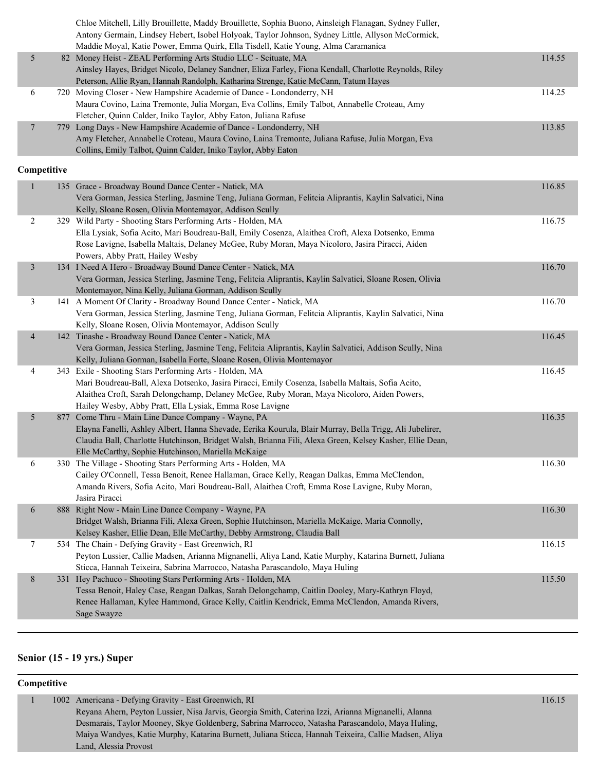| | | | |
|---|---|---|---|
| | | Chloe Mitchell, Lilly Brouillette, Maddy Brouillette, Sophia Buono, Ainsleigh Flanagan, Sydney Fuller, Antony Germain, Lindsey Hebert, Isobel Holyoak, Taylor Johnson, Sydney Little, Allyson McCormick, Maddie Moyal, Katie Power, Emma Quirk, Ella Tisdell, Katie Young, Alma Caramanica | |
| 5 | 82 | Money Heist - ZEAL Performing Arts Studio LLC - Scituate, MA<br>Ainsley Hayes, Bridget Nicolo, Delaney Sandner, Eliza Farley, Fiona Kendall, Charlotte Reynolds, Riley Peterson, Allie Ryan, Hannah Randolph, Katharina Strenge, Katie McCann, Tatum Hayes | 114.55 |
| 6 | 720 | Moving Closer - New Hampshire Academie of Dance - Londonderry, NH<br>Maura Covino, Laina Tremonte, Julia Morgan, Eva Collins, Emily Talbot, Annabelle Croteau, Amy Fletcher, Quinn Calder, Iniko Taylor, Abby Eaton, Juliana Rafuse | 114.25 |
| 7 | 779 | Long Days - New Hampshire Academie of Dance - Londonderry, NH<br>Amy Fletcher, Annabelle Croteau, Maura Covino, Laina Tremonte, Juliana Rafuse, Julia Morgan, Eva Collins, Emily Talbot, Quinn Calder, Iniko Taylor, Abby Eaton | 113.85 |

**Competitive**

| | | | |
|---|---|---|---|
| 1 | 135 | Grace - Broadway Bound Dance Center - Natick, MA<br>Vera Gorman, Jessica Sterling, Jasmine Teng, Juliana Gorman, Felitcia Aliprantis, Kaylin Salvatici, Nina Kelly, Sloane Rosen, Olivia Montemayor, Addison Scully | 116.85 |
| 2 | 329 | Wild Party - Shooting Stars Performing Arts - Holden, MA<br>Ella Lysiak, Sofia Acito, Mari Boudreau-Ball, Emily Cosenza, Alaithea Croft, Alexa Dotsenko, Emma Rose Lavigne, Isabella Maltais, Delaney McGee, Ruby Moran, Maya Nicoloro, Jasira Piracci, Aiden Powers, Abby Pratt, Hailey Wesby | 116.75 |
| 3 | 134 | I Need A Hero - Broadway Bound Dance Center - Natick, MA<br>Vera Gorman, Jessica Sterling, Jasmine Teng, Felitcia Aliprantis, Kaylin Salvatici, Sloane Rosen, Olivia Montemayor, Nina Kelly, Juliana Gorman, Addison Scully | 116.70 |
| 3 | 141 | A Moment Of Clarity - Broadway Bound Dance Center - Natick, MA<br>Vera Gorman, Jessica Sterling, Jasmine Teng, Juliana Gorman, Felitcia Aliprantis, Kaylin Salvatici, Nina Kelly, Sloane Rosen, Olivia Montemayor, Addison Scully | 116.70 |
| 4 | 142 | Tinashe - Broadway Bound Dance Center - Natick, MA<br>Vera Gorman, Jessica Sterling, Jasmine Teng, Felitcia Aliprantis, Kaylin Salvatici, Addison Scully, Nina Kelly, Juliana Gorman, Isabella Forte, Sloane Rosen, Olivia Montemayor | 116.45 |
| 4 | 343 | Exile - Shooting Stars Performing Arts - Holden, MA<br>Mari Boudreau-Ball, Alexa Dotsenko, Jasira Piracci, Emily Cosenza, Isabella Maltais, Sofia Acito, Alaithea Croft, Sarah Delongchamp, Delaney McGee, Ruby Moran, Maya Nicoloro, Aiden Powers, Hailey Wesby, Abby Pratt, Ella Lysiak, Emma Rose Lavigne | 116.45 |
| 5 | 877 | Come Thru - Main Line Dance Company - Wayne, PA<br>Elayna Fanelli, Ashley Albert, Hanna Shevade, Eerika Kourula, Blair Murray, Bella Trigg, Ali Jubelirer, Claudia Ball, Charlotte Hutchinson, Bridget Walsh, Brianna Fili, Alexa Green, Kelsey Kasher, Ellie Dean, Elle McCarthy, Sophie Hutchinson, Mariella McKaige | 116.35 |
| 6 | 330 | The Village - Shooting Stars Performing Arts - Holden, MA<br>Cailey O'Connell, Tessa Benoit, Renee Hallaman, Grace Kelly, Reagan Dalkas, Emma McClendon, Amanda Rivers, Sofia Acito, Mari Boudreau-Ball, Alaithea Croft, Emma Rose Lavigne, Ruby Moran, Jasira Piracci | 116.30 |
| 6 | 888 | Right Now - Main Line Dance Company - Wayne, PA<br>Bridget Walsh, Brianna Fili, Alexa Green, Sophie Hutchinson, Mariella McKaige, Maria Connolly, Kelsey Kasher, Ellie Dean, Elle McCarthy, Debby Armstrong, Claudia Ball | 116.30 |
| 7 | 534 | The Chain - Defying Gravity - East Greenwich, RI<br>Peyton Lussier, Callie Madsen, Arianna Mignanelli, Aliya Land, Katie Murphy, Katarina Burnett, Juliana Sticca, Hannah Teixeira, Sabrina Marrocco, Natasha Parascandolo, Maya Huling | 116.15 |
| 8 | 331 | Hey Pachuco - Shooting Stars Performing Arts - Holden, MA<br>Tessa Benoit, Haley Case, Reagan Dalkas, Sarah Delongchamp, Caitlin Dooley, Mary-Kathryn Floyd, Renee Hallaman, Kylee Hammond, Grace Kelly, Caitlin Kendrick, Emma McClendon, Amanda Rivers, Sage Swayze | 115.50 |

## Senior (15 - 19 yrs.) Super

**Competitive**

| | | | |
|---|---|---|---|
| 1 | 1002 | Americana - Defying Gravity - East Greenwich, RI<br>Reyana Ahern, Peyton Lussier, Nisa Jarvis, Georgia Smith, Caterina Izzi, Arianna Mignanelli, Alanna Desmarais, Taylor Mooney, Skye Goldenberg, Sabrina Marrocco, Natasha Parascandolo, Maya Huling, Maiya Wandyes, Katie Murphy, Katarina Burnett, Juliana Sticca, Hannah Teixeira, Callie Madsen, Aliya Land, Alessia Provost | 116.15 |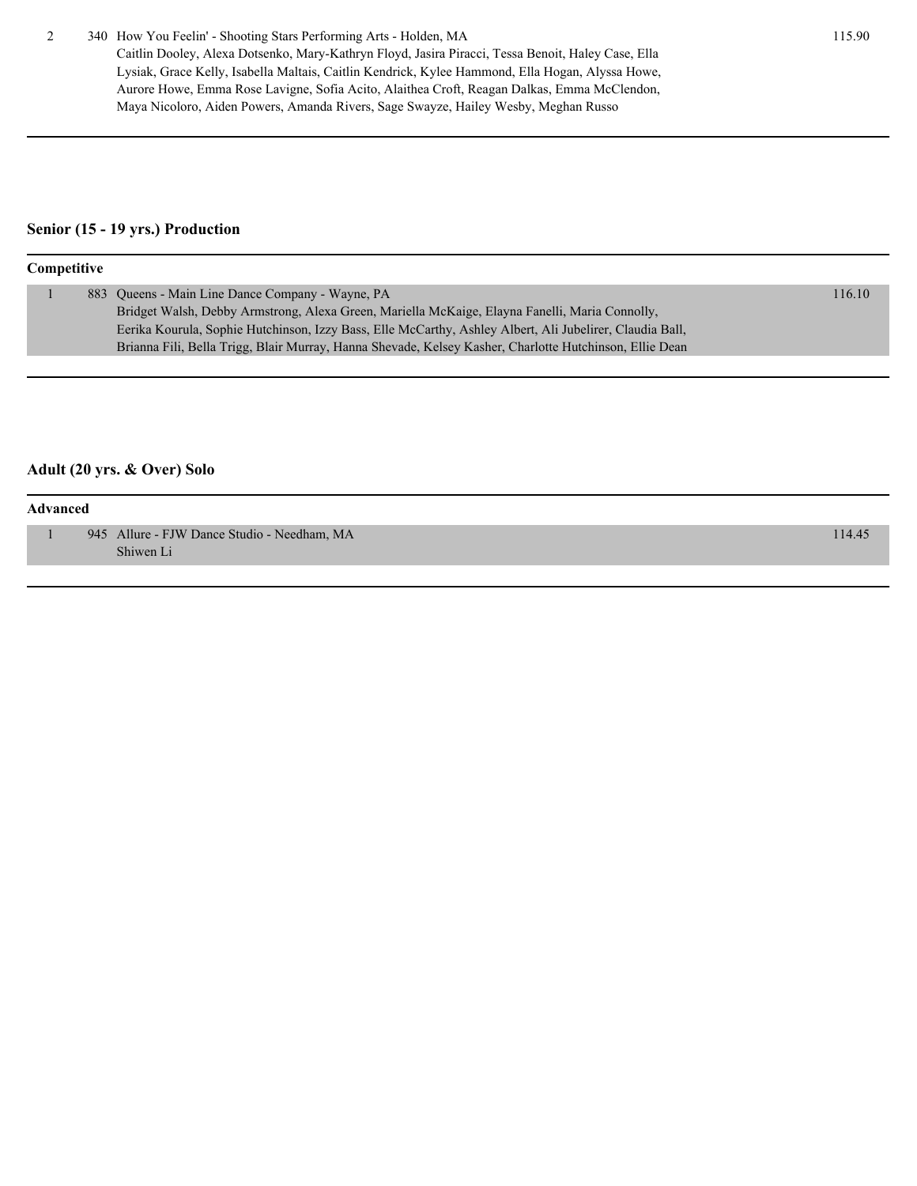| | | | |
|---|---|---|---|
| 2 | 340 | How You Feelin' - Shooting Stars Performing Arts - Holden, MA<br>Caitlin Dooley, Alexa Dotsenko, Mary-Kathryn Floyd, Jasira Piracci, Tessa Benoit, Haley Case, Ella Lysiak, Grace Kelly, Isabella Maltais, Caitlin Kendrick, Kylee Hammond, Ella Hogan, Alyssa Howe, Aurore Howe, Emma Rose Lavigne, Sofia Acito, Alaithea Croft, Reagan Dalkas, Emma McClendon, Maya Nicoloro, Aiden Powers, Amanda Rivers, Sage Swayze, Hailey Wesby, Meghan Russo | 115.90 |

## Senior (15 - 19 yrs.) Production

**Competitive**

| | | | |
|---|---|---|---|
| 1 | 883 | Queens - Main Line Dance Company - Wayne, PA<br>Bridget Walsh, Debby Armstrong, Alexa Green, Mariella McKaige, Elayna Fanelli, Maria Connolly, Eerika Kourula, Sophie Hutchinson, Izzy Bass, Elle McCarthy, Ashley Albert, Ali Jubelirer, Claudia Ball, Brianna Fili, Bella Trigg, Blair Murray, Hanna Shevade, Kelsey Kasher, Charlotte Hutchinson, Ellie Dean | 116.10 |

## Adult (20 yrs. & Over) Solo

**Advanced**

| | | | |
|---|---|---|---|
| 1 | 945 | Allure - FJW Dance Studio - Needham, MA<br>Shiwen Li | 114.45 |